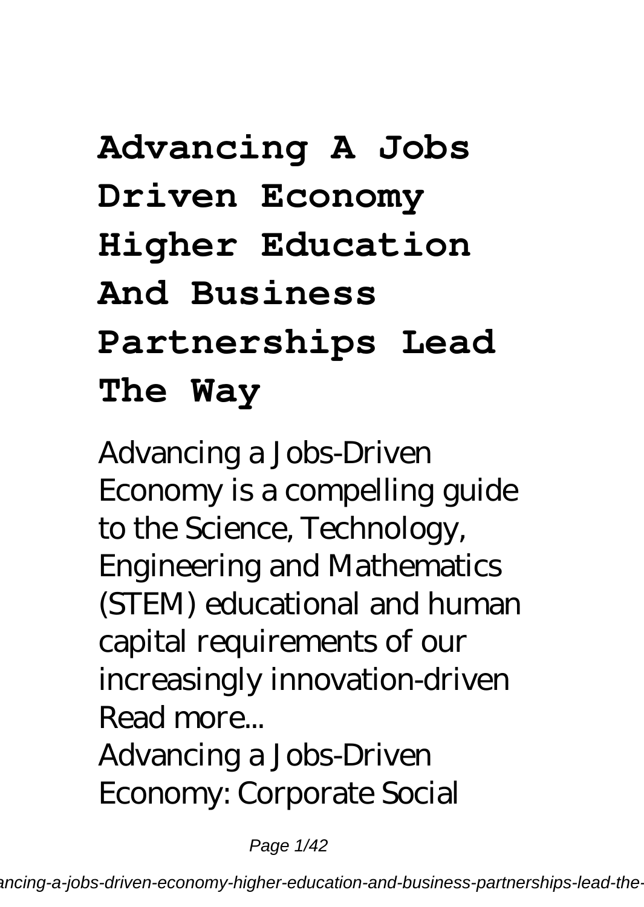# Advancing A Jobs Driven Economy Higher Education And Business Partnerships Lead The Way

Advancing a Jobs-Driven Economy is a compelling guide to the Science, Technology, Engineering and Mathematics (STEM) educational and human capital requirements of our increasingly innovation-driven Read more...

Advancing a Jobs-Driven Economy: Corporate Social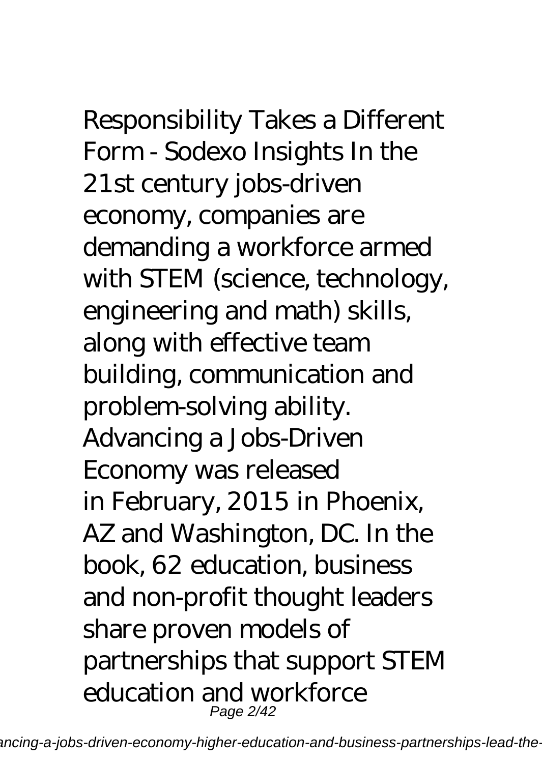Responsibility Takes a Different Form - Sodexo Insights In the 21st century jobs-driven economy, companies are demanding a workforce armed with STEM (science, technology, engineering and math) skills, along with effective team building, communication and problem-solving ability. Advancing a Jobs-Driven Economy was released in February, 2015 in Phoenix, AZ and Washington, DC. In the book, 62 education, business and non-profit thought leaders share proven models of partnerships that support STEM education and workforce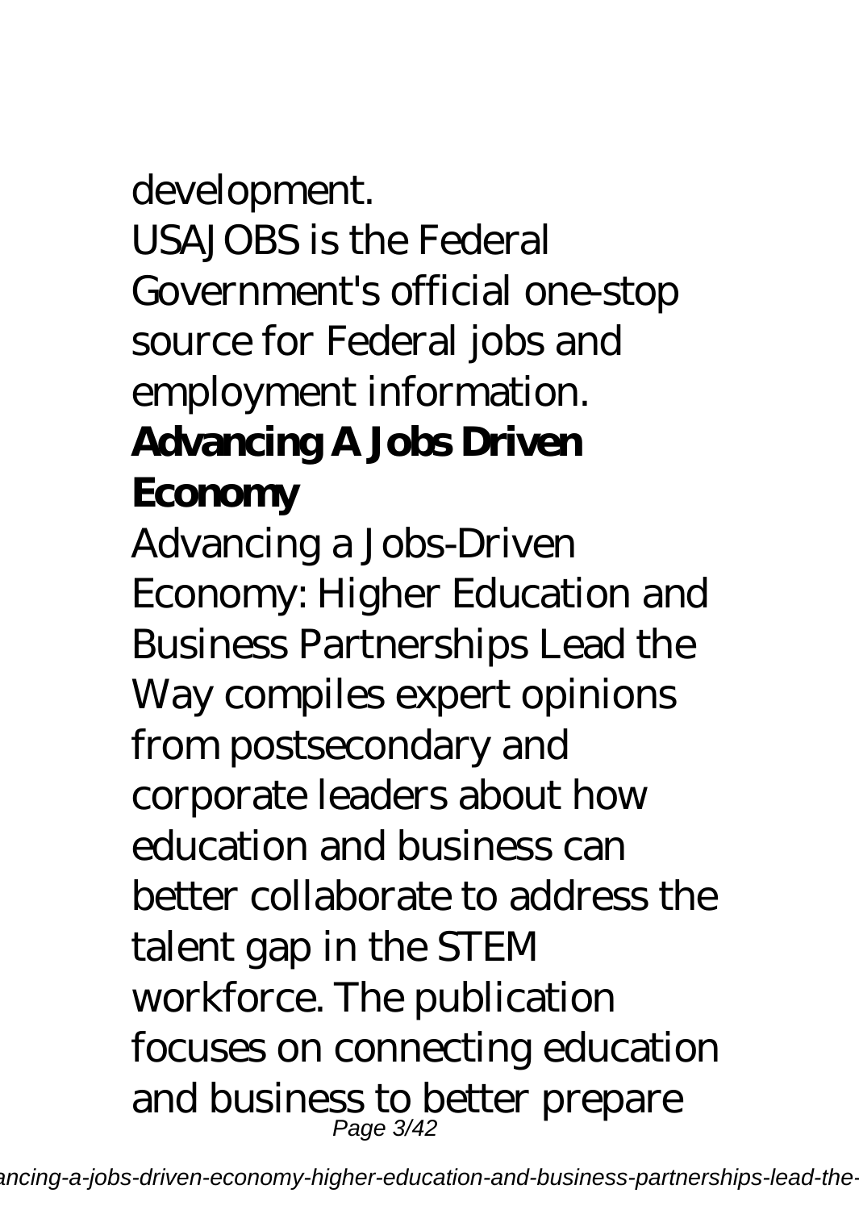development.

USAJOBS is the Federal Government's official one-stop source for Federal jobs and employment information.

**Advancing A Jobs Driven Economy**

Advancing a Jobs-Driven Economy: Higher Education and Business Partnerships Lead the Way compiles expert opinions from postsecondary and corporate leaders about how education and business can better collaborate to address the talent gap in the STEM workforce. The publication focuses on connecting education and business to better prepare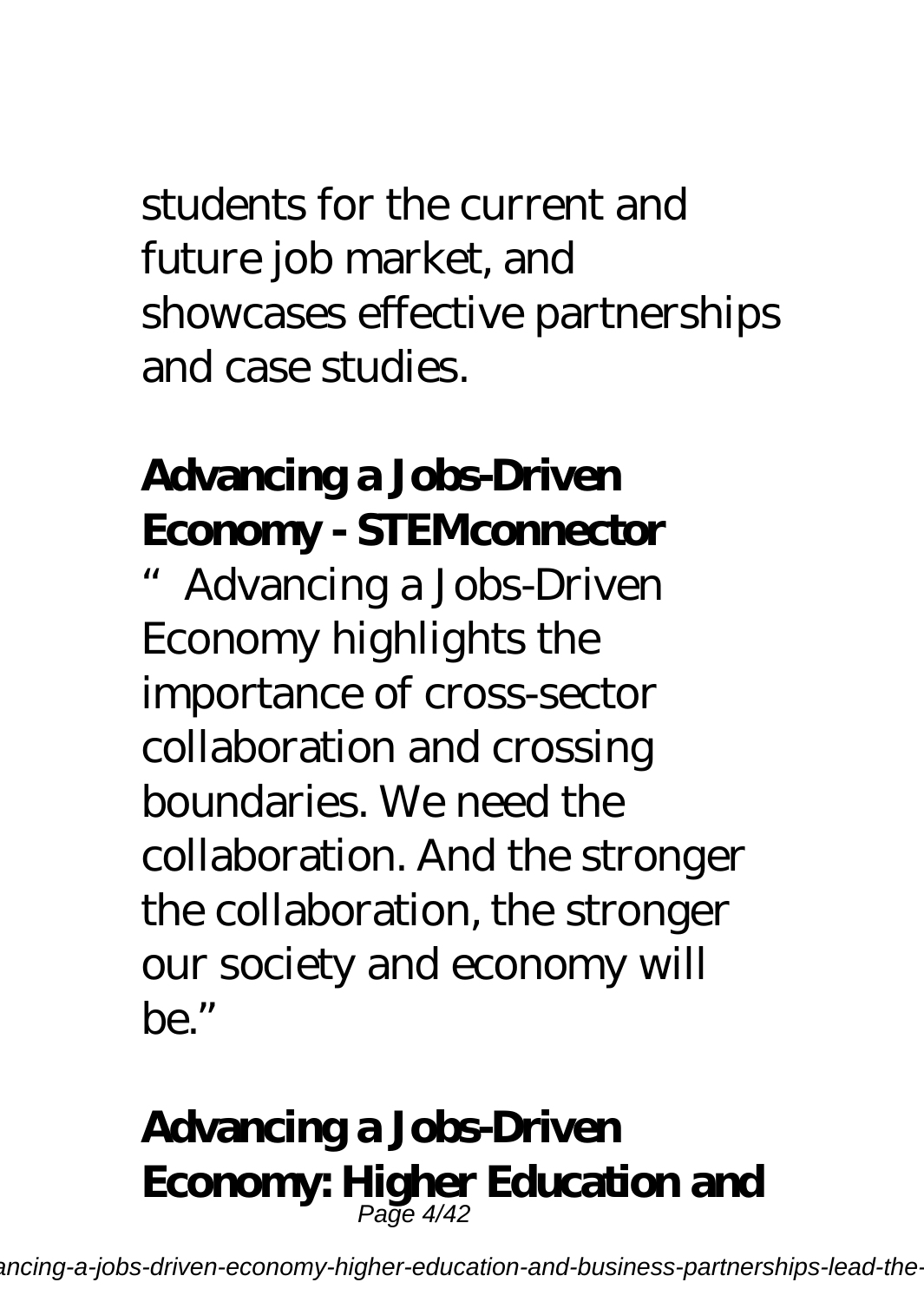students for the current and future job market, and showcases effective partnerships and case studies.

**Advancing a Jobs-Driven Economy - STEMconnector**

"Advancing a Jobs-Driven Economy highlights the importance of cross-sector collaboration and crossing boundaries. We need the collaboration. And the stronger the collaboration, the stronger our society and economy will be."

**Advancing a Jobs-Driven Economy: Higher Education and**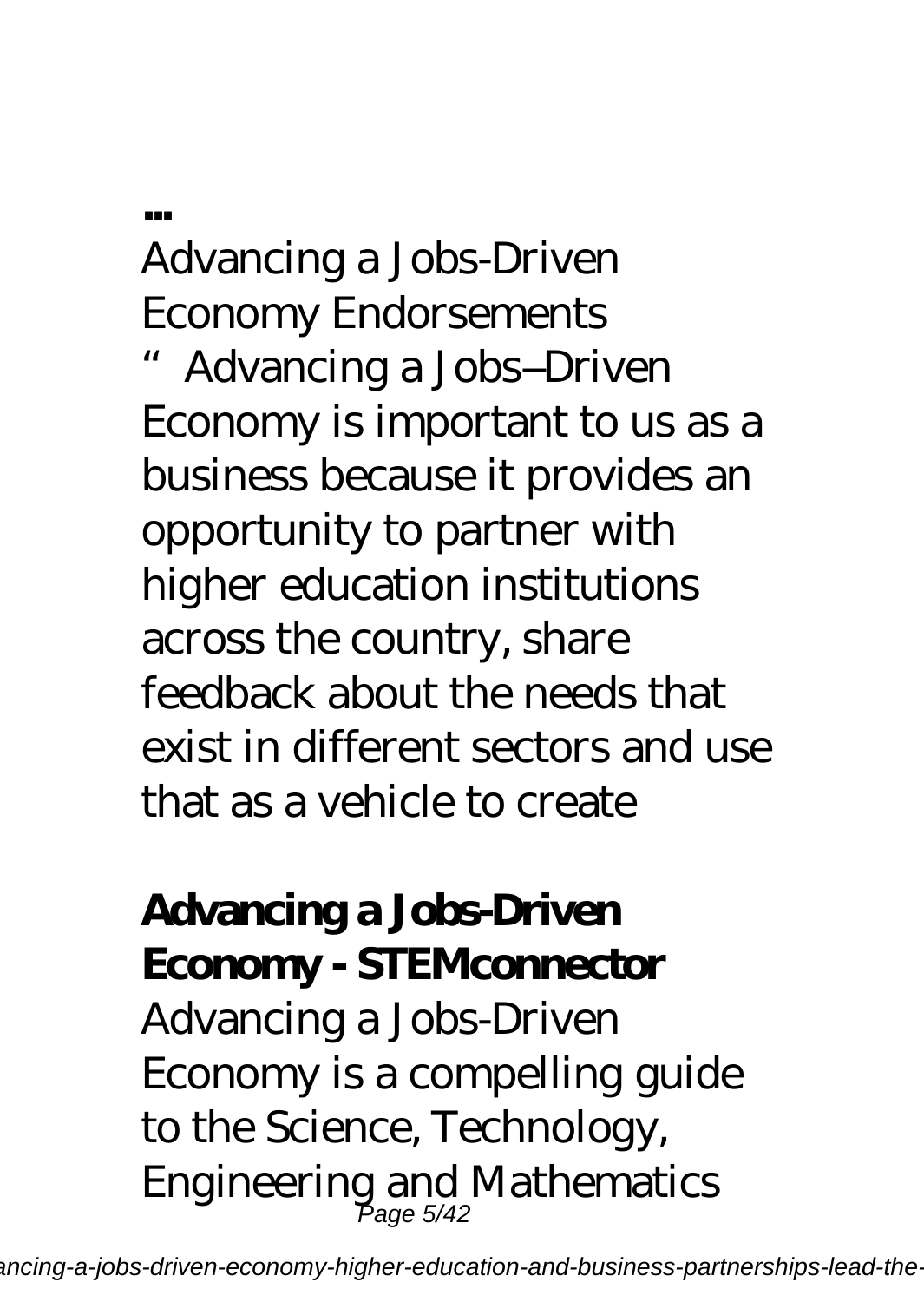**...**

Advancing a Jobs-Driven Economy Endorsements

"Advancing a Jobs–Driven Economy is important to us as a business because it provides an opportunity to partner with higher education institutions across the country, share feedback about the needs that exist in different sectors and use that as a vehicle to create

**Advancing a Jobs-Driven Economy - STEMconnector**

Advancing a Jobs-Driven Economy is a compelling guide to the Science, Technology, Engineering and Mathematics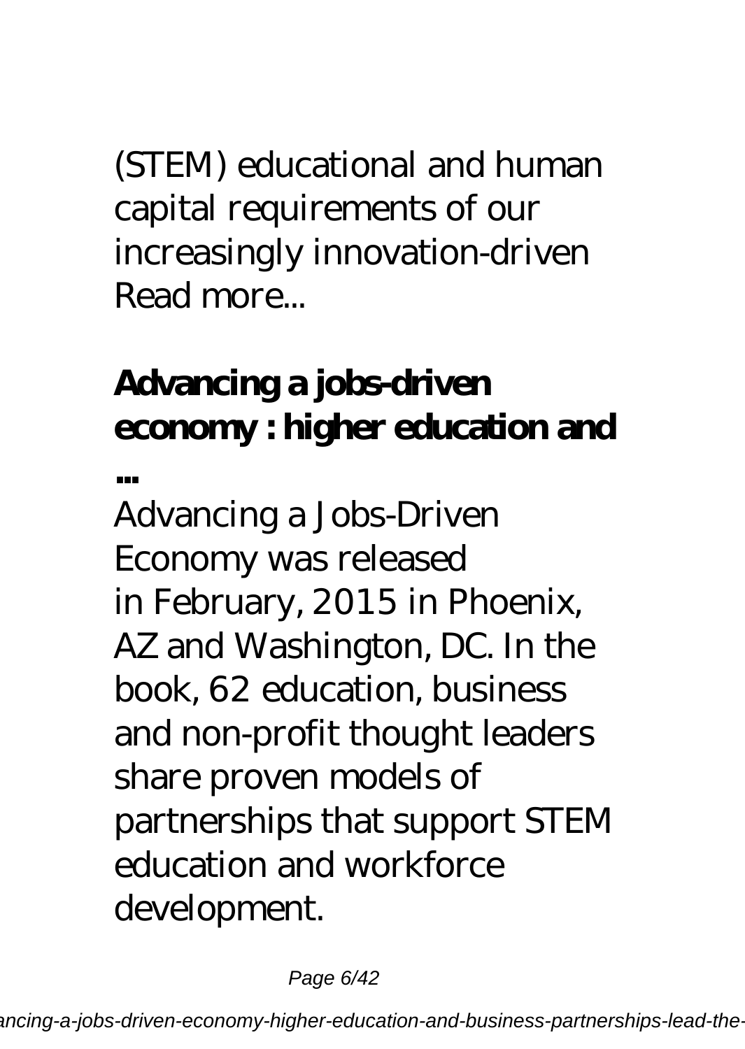(STEM) educational and human capital requirements of our increasingly innovation-driven Read more...

**Advancing a jobs-driven economy : higher education and ...**

Advancing a Jobs-Driven Economy was released in February, 2015 in Phoenix, AZ and Washington, DC. In the book, 62 education, business and non-profit thought leaders share proven models of partnerships that support STEM education and workforce development.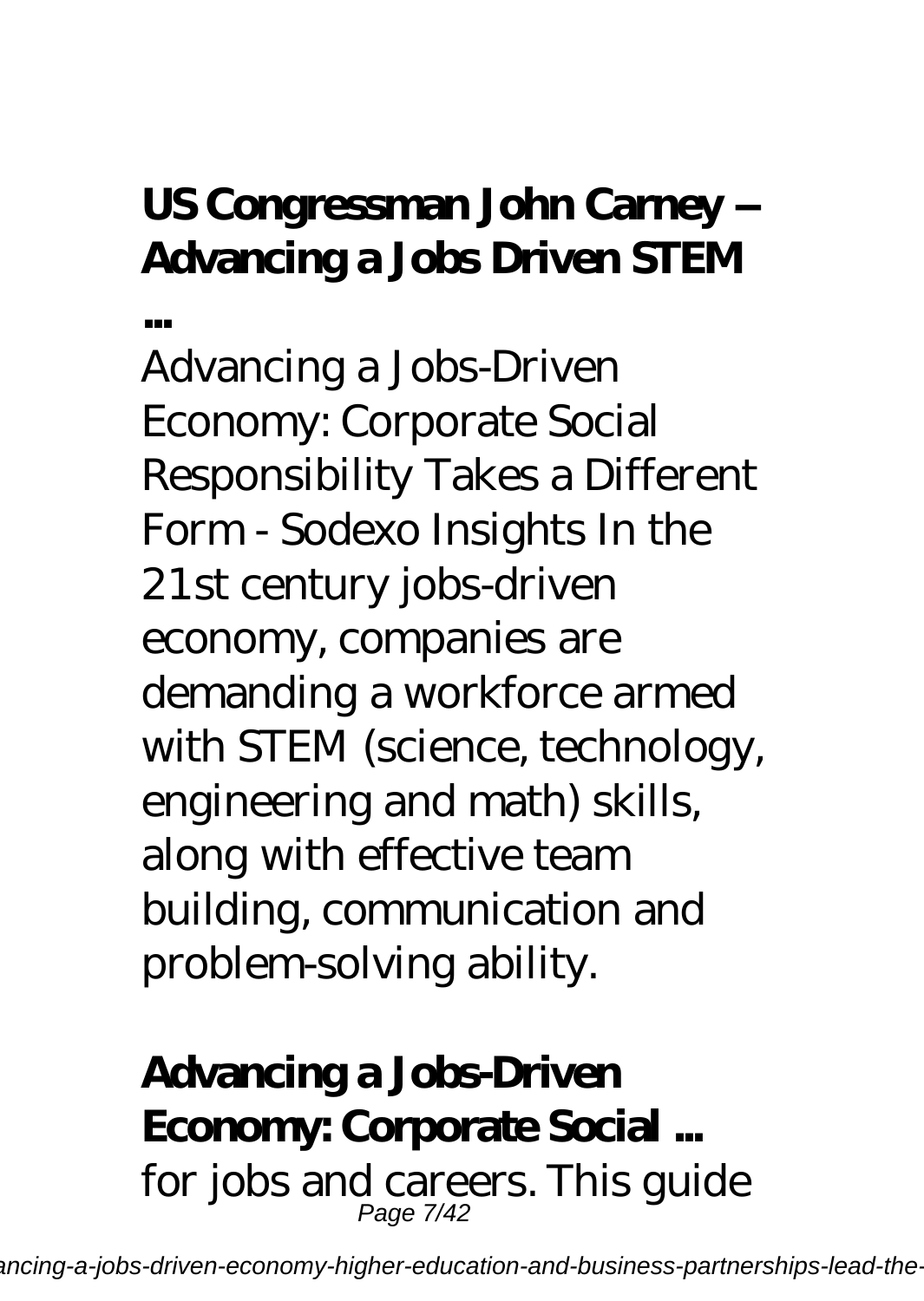**US Congressman John Carney – Advancing a Jobs Driven STEM ...**

Advancing a Jobs-Driven Economy: Corporate Social Responsibility Takes a Different Form - Sodexo Insights In the 21st century jobs-driven economy, companies are demanding a workforce armed with STEM (science, technology, engineering and math) skills, along with effective team building, communication and problem-solving ability.

**Advancing a Jobs-Driven Economy: Corporate Social ...**

for jobs and careers. This guide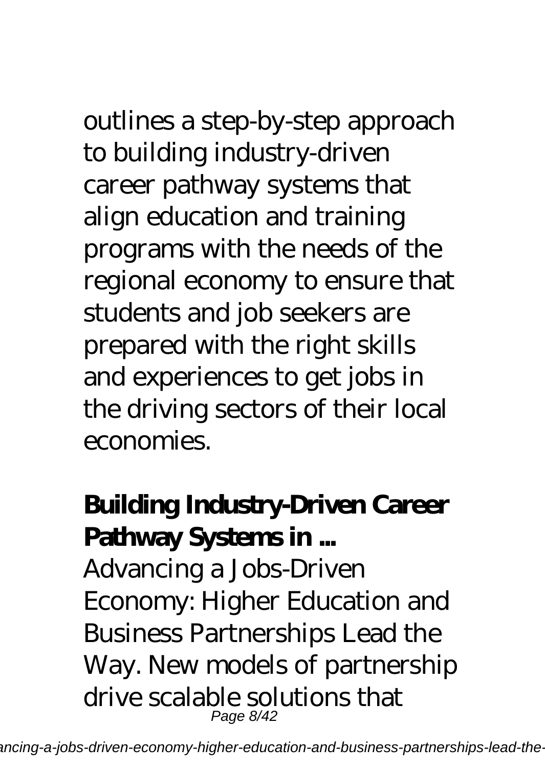outlines a step-by-step approach to building industry-driven career pathway systems that align education and training programs with the needs of the regional economy to ensure that students and job seekers are prepared with the right skills and experiences to get jobs in the driving sectors of their local economies.

**Building Industry-Driven Career Pathway Systems in ...**

Advancing a Jobs-Driven Economy: Higher Education and Business Partnerships Lead the Way. New models of partnership drive scalable solutions that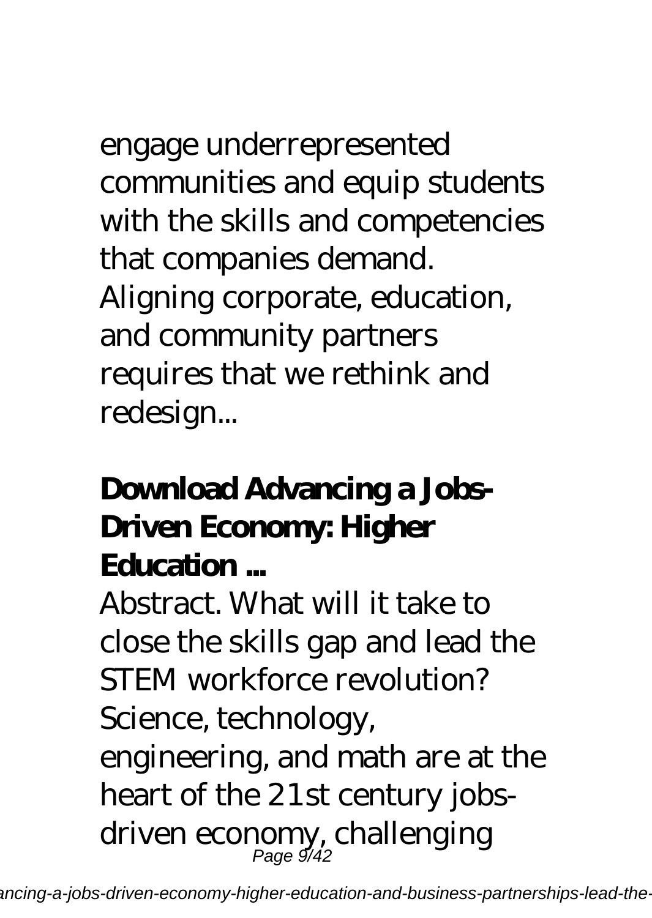engage underrepresented communities and equip students with the skills and competencies that companies demand. Aligning corporate, education, and community partners requires that we rethink and redesign...

## Download Advancing a Jobs-Driven Economy: Higher Education ...

Abstract. What will it take to close the skills gap and lead the STEM workforce revolution? Science, technology, engineering, and math are at the heart of the 21st century jobs-driven economy, challenging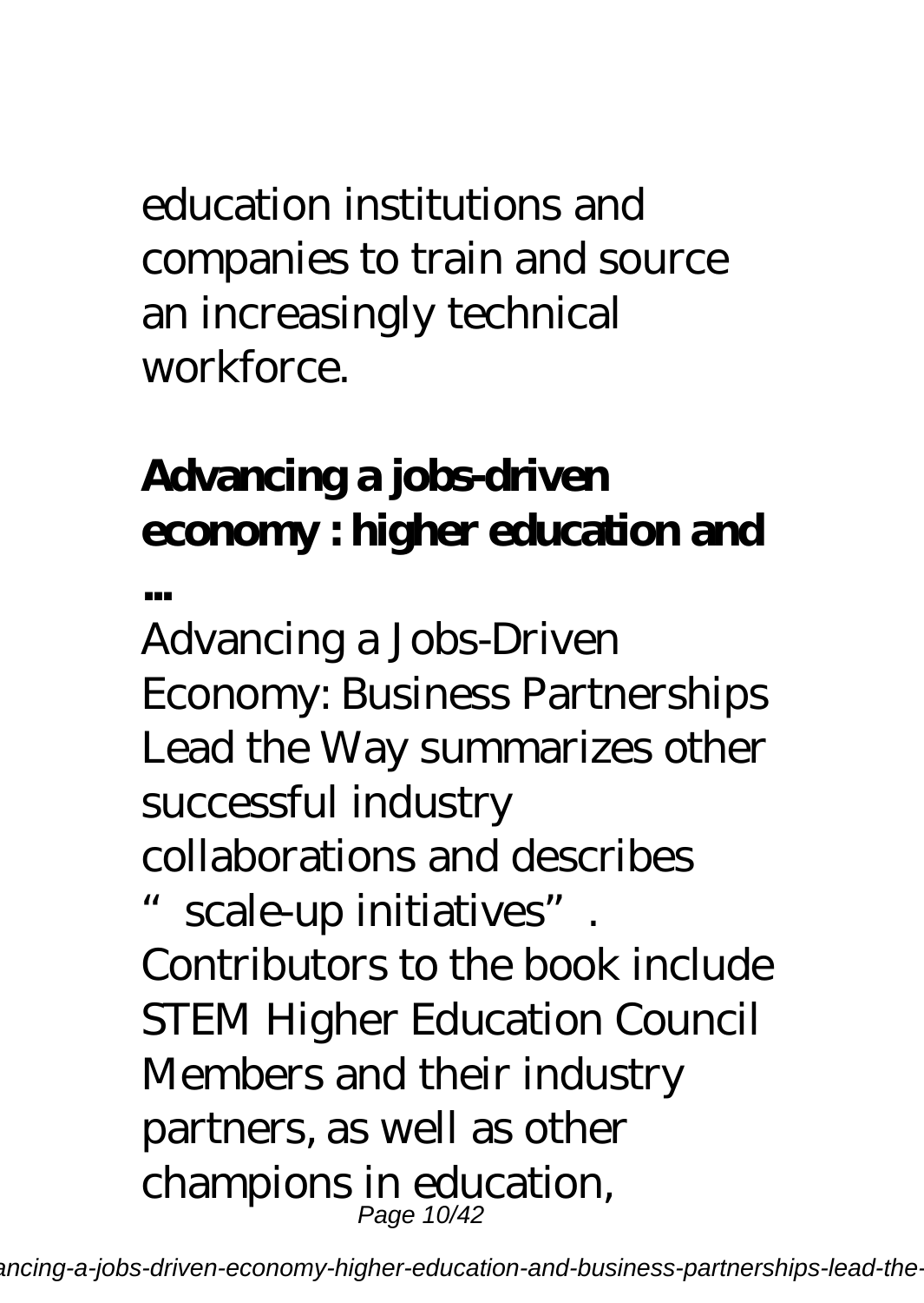education institutions and companies to train and source an increasingly technical workforce.

**Advancing a jobs-driven economy : higher education and ...**

Advancing a Jobs-Driven Economy: Business Partnerships Lead the Way summarizes other successful industry collaborations and describes "scale-up initiatives". Contributors to the book include STEM Higher Education Council Members and their industry partners, as well as other champions in education,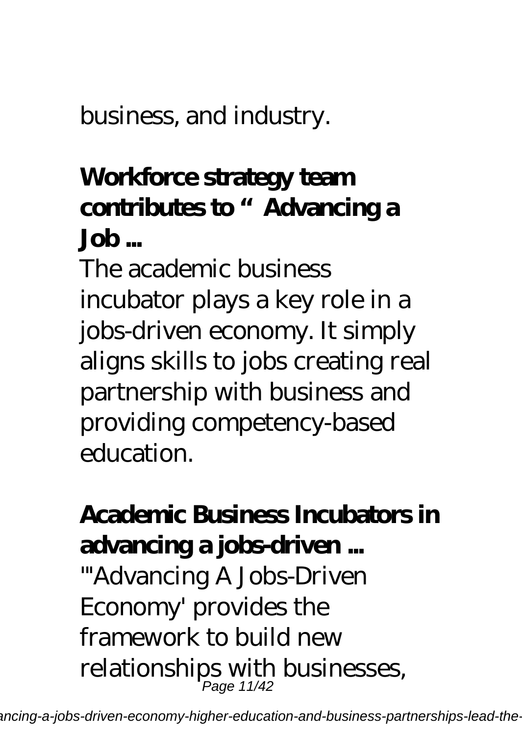business, and industry.

**Workforce strategy team contributes to "Advancing a Job ...**

The academic business incubator plays a key role in a jobs-driven economy. It simply aligns skills to jobs creating real partnership with business and providing competency-based education.

**Academic Business Incubators in advancing a jobs-driven ...**

"'Advancing A Jobs-Driven Economy' provides the framework to build new relationships with businesses,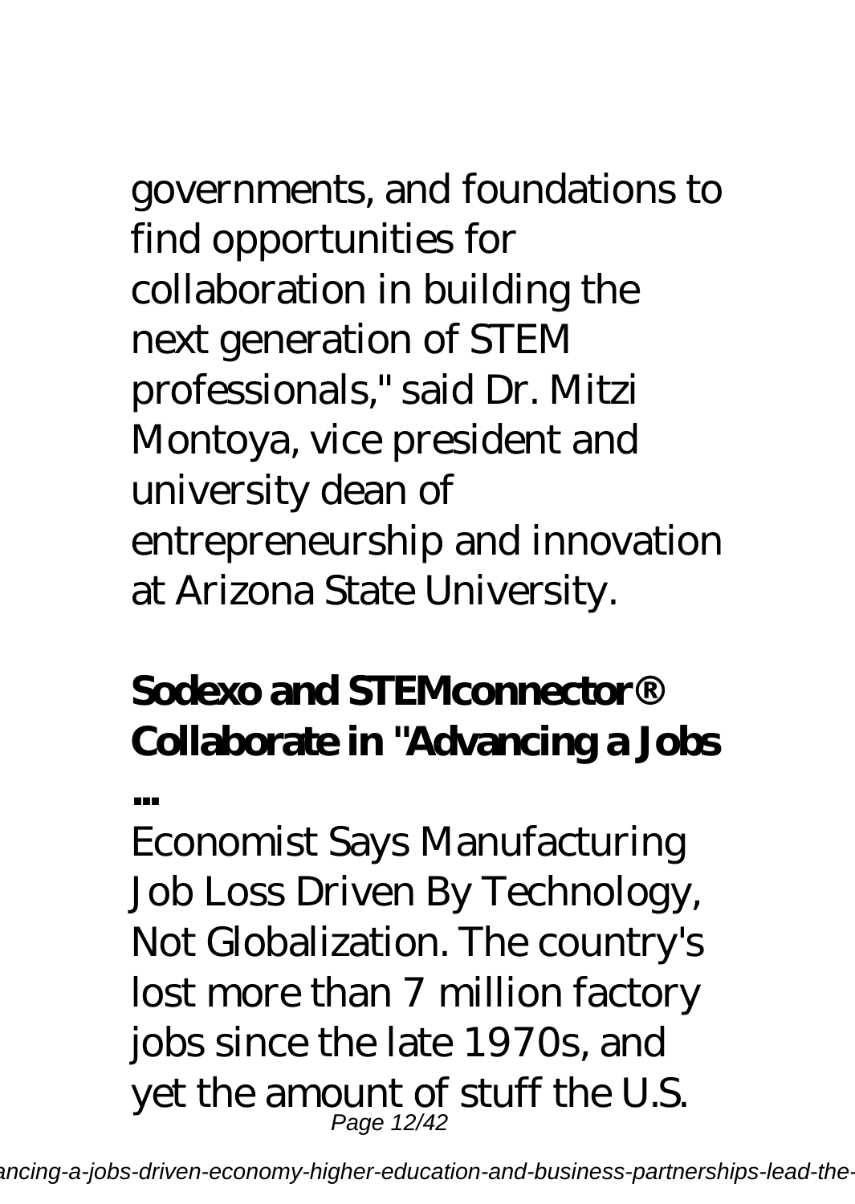governments, and foundations to find opportunities for collaboration in building the next generation of STEM professionals," said Dr. Mitzi Montoya, vice president and university dean of entrepreneurship and innovation at Arizona State University.

**Sodexo and STEMconnector® Collaborate in "Advancing a Jobs ...**

Economist Says Manufacturing Job Loss Driven By Technology, Not Globalization. The country's lost more than 7 million factory jobs since the late 1970s, and yet the amount of stuff the U.S.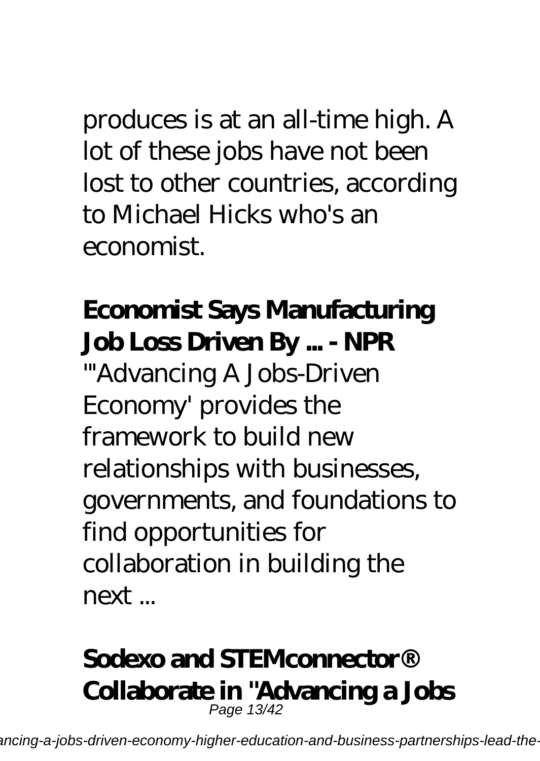produces is at an all-time high. A lot of these jobs have not been lost to other countries, according to Michael Hicks who's an economist.

**Economist Says Manufacturing Job Loss Driven By ... - NPR**

"'Advancing A Jobs-Driven Economy' provides the framework to build new relationships with businesses, governments, and foundations to find opportunities for collaboration in building the next ...

**Sodexo and STEMconnector® Collaborate in "Advancing a Jobs**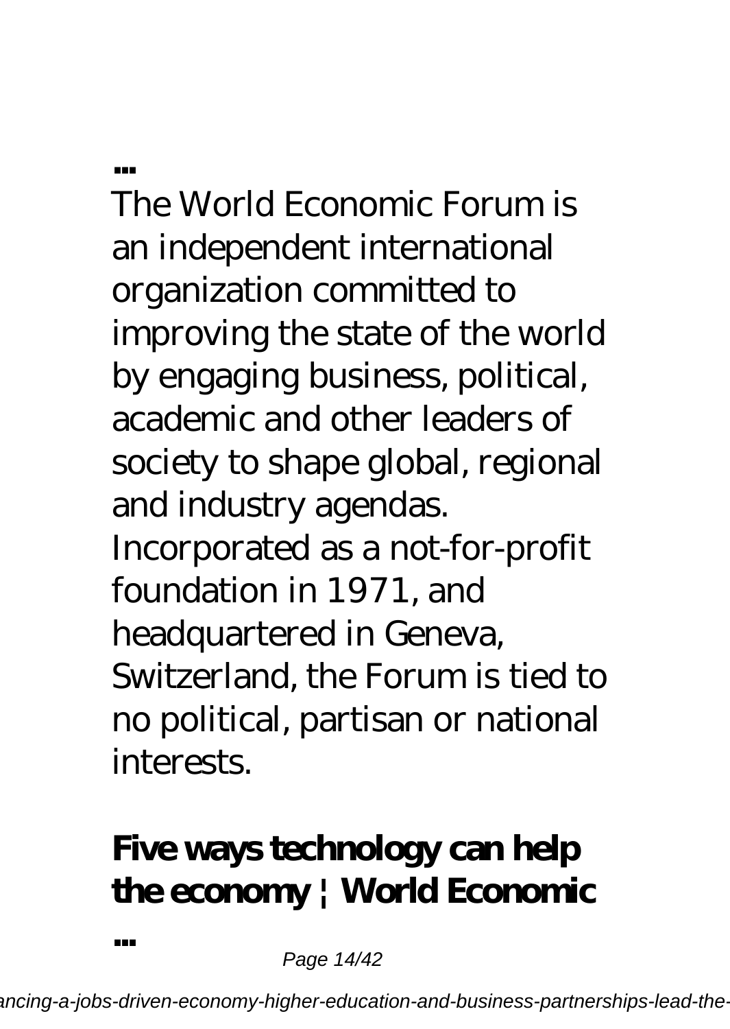**...**

The World Economic Forum is an independent international organization committed to improving the state of the world by engaging business, political, academic and other leaders of society to shape global, regional and industry agendas. Incorporated as a not-for-profit foundation in 1971, and headquartered in Geneva, Switzerland, the Forum is tied to no political, partisan or national interests.

## Five ways technology can help the economy | World Economic ...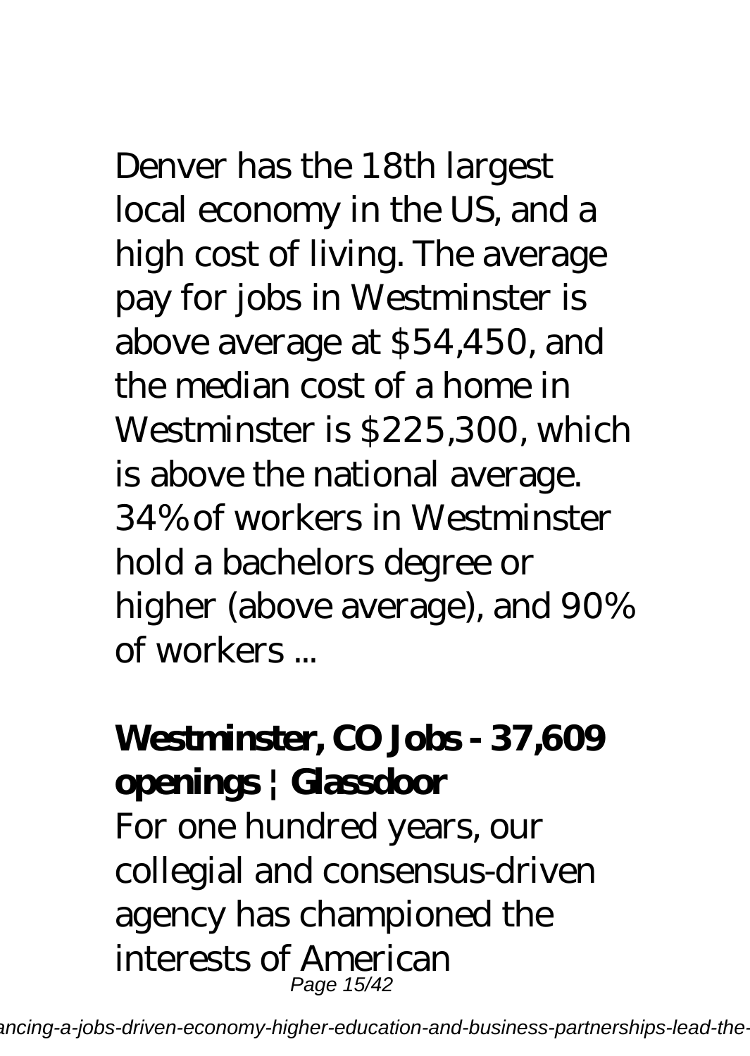Denver has the 18th largest local economy in the US, and a high cost of living. The average pay for jobs in Westminster is above average at $54,450, and the median cost of a home in Westminster is $225,300, which is above the national average. 34% of workers in Westminster hold a bachelors degree or higher (above average), and 90% of workers ...

**Westminster, CO Jobs - 37,609 openings | Glassdoor**

For one hundred years, our collegial and consensus-driven agency has championed the interests of American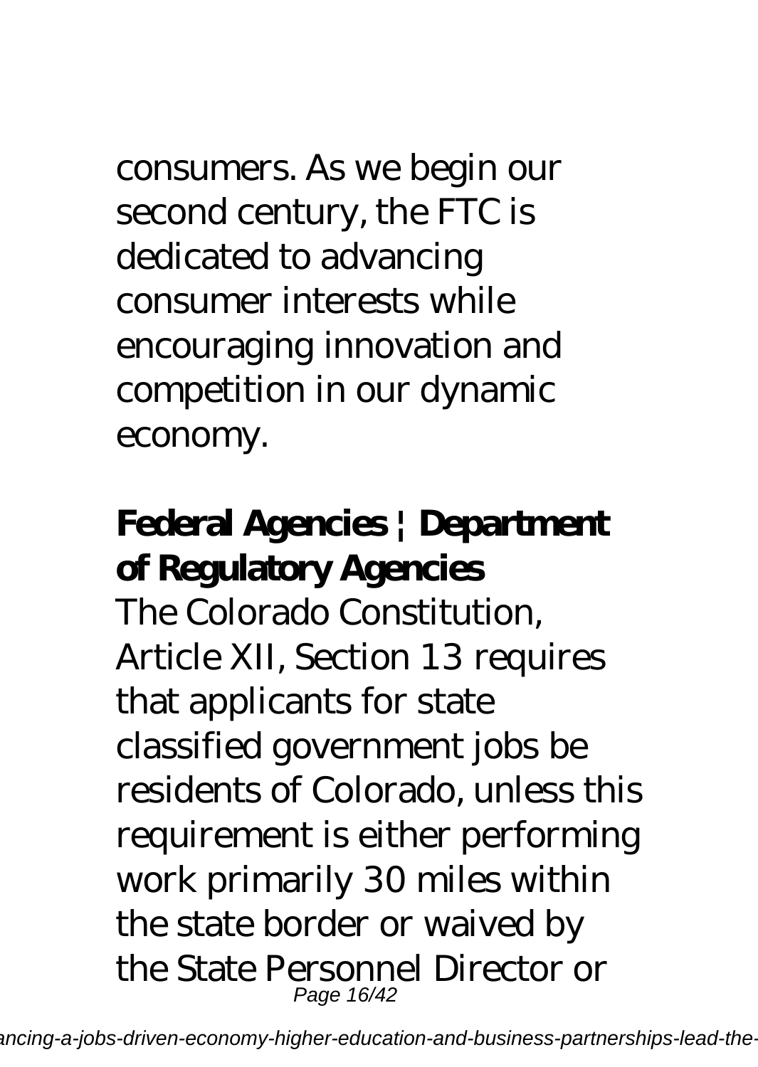consumers. As we begin our second century, the FTC is dedicated to advancing consumer interests while encouraging innovation and competition in our dynamic economy.

**Federal Agencies | Department of Regulatory Agencies**

The Colorado Constitution, Article XII, Section 13 requires that applicants for state classified government jobs be residents of Colorado, unless this requirement is either performing work primarily 30 miles within the state border or waived by the State Personnel Director or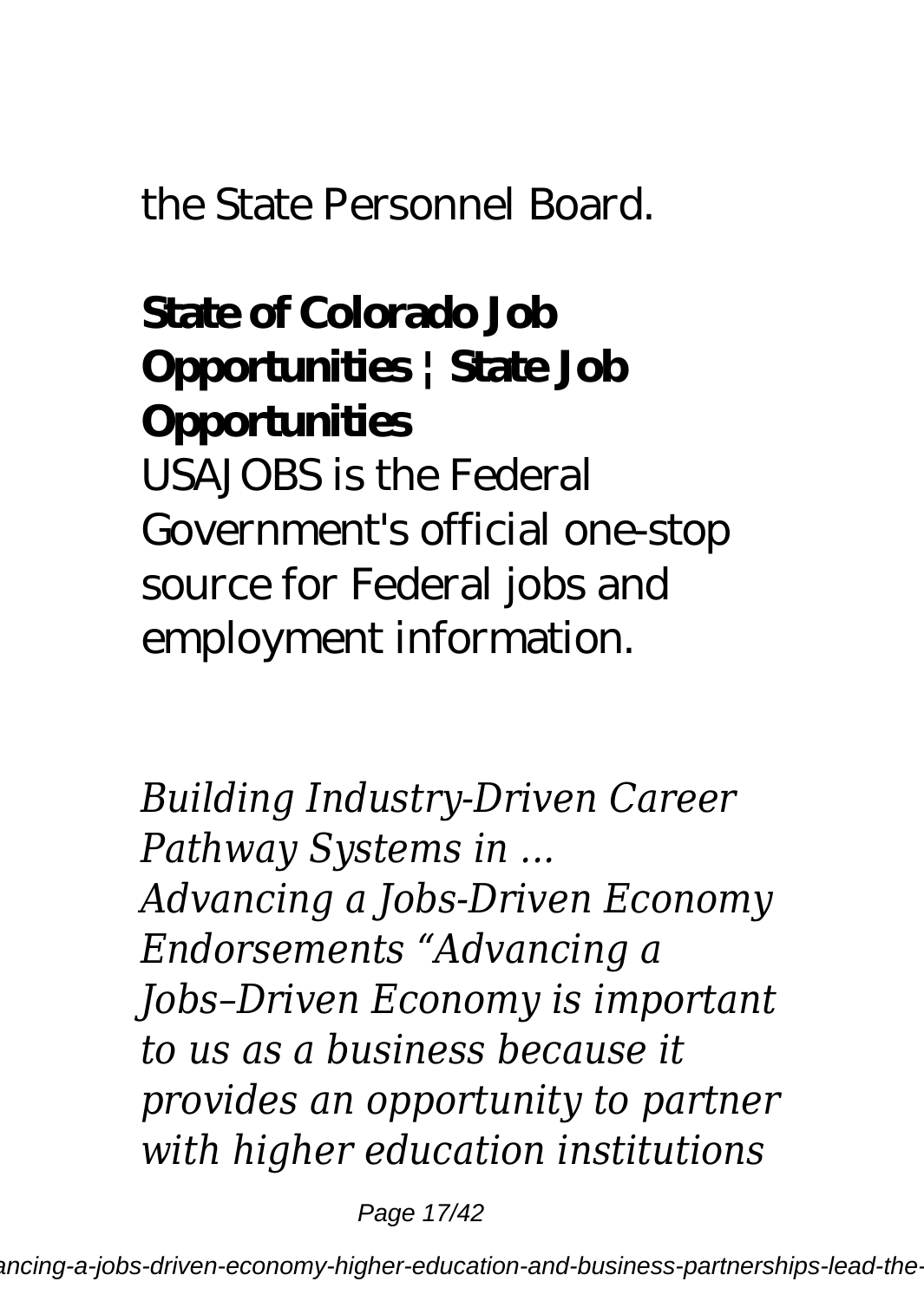the State Personnel Board.

**State of Colorado Job Opportunities | State Job Opportunities**

USAJOBS is the Federal Government's official one-stop source for Federal jobs and employment information.

*Building Industry-Driven Career Pathway Systems in ...*

*Advancing a Jobs-Driven Economy Endorsements "Advancing a Jobs–Driven Economy is important to us as a business because it provides an opportunity to partner with higher education institutions*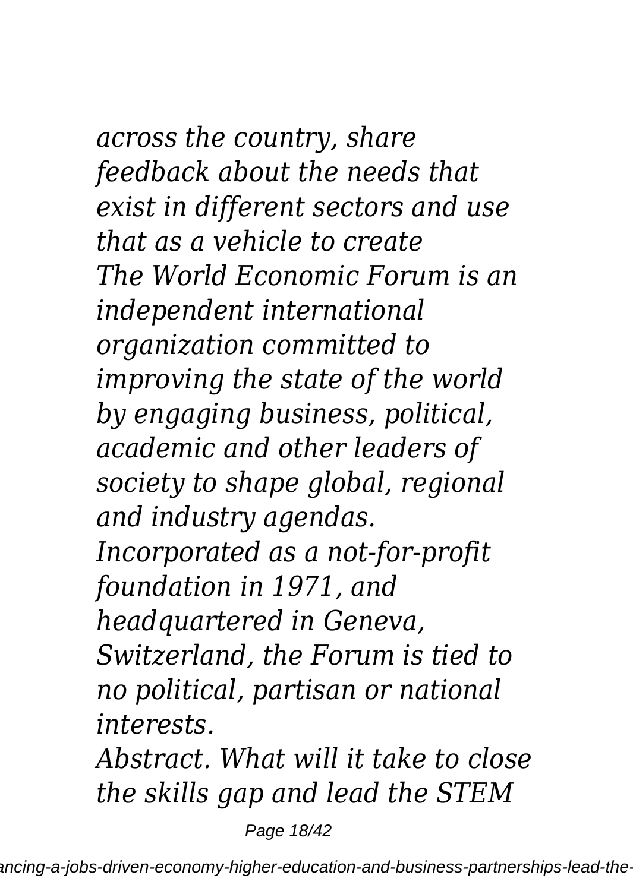*across the country, share feedback about the needs that exist in different sectors and use that as a vehicle to create*

*The World Economic Forum is an independent international organization committed to improving the state of the world by engaging business, political, academic and other leaders of society to shape global, regional and industry agendas. Incorporated as a not-for-profit foundation in 1971, and headquartered in Geneva, Switzerland, the Forum is tied to no political, partisan or national interests.*

*Abstract. What will it take to close the skills gap and lead the STEM*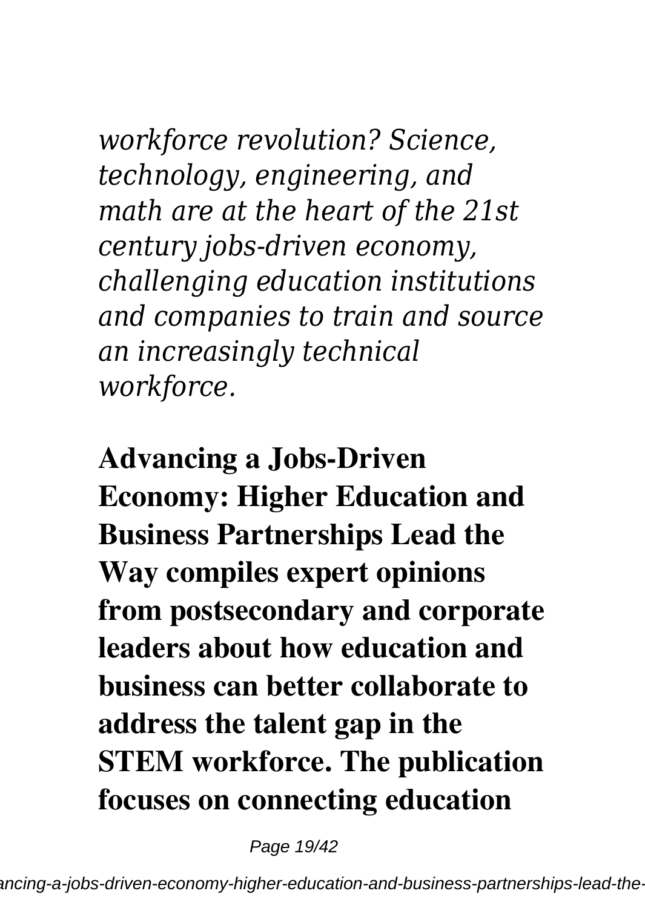*workforce revolution? Science, technology, engineering, and math are at the heart of the 21st century jobs-driven economy, challenging education institutions and companies to train and source an increasingly technical workforce.*

**Advancing a Jobs-Driven Economy: Higher Education and Business Partnerships Lead the Way compiles expert opinions from postsecondary and corporate leaders about how education and business can better collaborate to address the talent gap in the STEM workforce. The publication focuses on connecting education**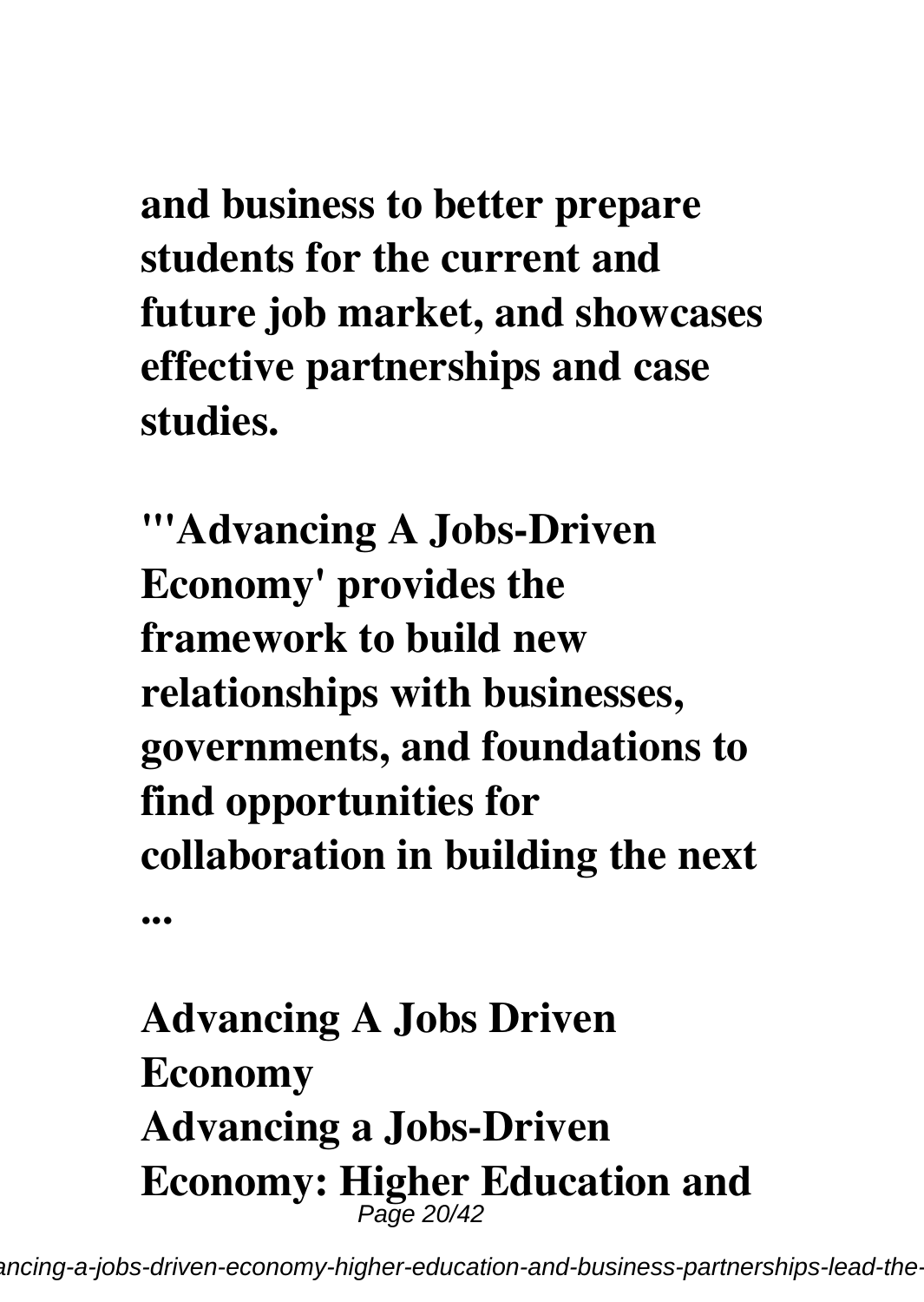**and business to better prepare students for the current and future job market, and showcases effective partnerships and case studies.**

**"'Advancing A Jobs-Driven Economy' provides the framework to build new relationships with businesses, governments, and foundations to find opportunities for collaboration in building the next ...**

**Advancing A Jobs Driven Economy**
**Advancing a Jobs-Driven Economy: Higher Education and**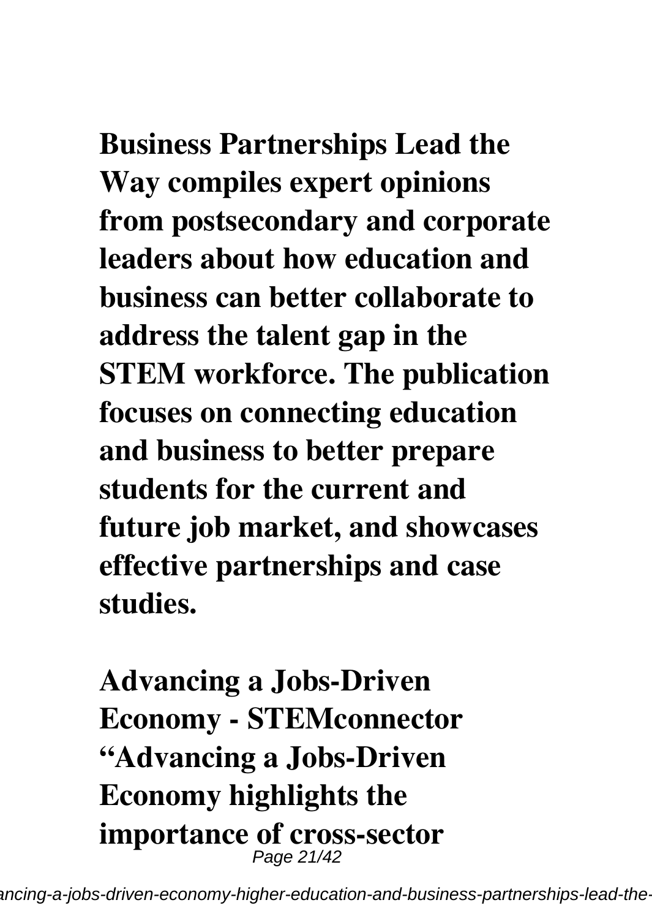**Business Partnerships Lead the Way compiles expert opinions from postsecondary and corporate leaders about how education and business can better collaborate to address the talent gap in the STEM workforce. The publication focuses on connecting education and business to better prepare students for the current and future job market, and showcases effective partnerships and case studies.**

**Advancing a Jobs-Driven Economy - STEMconnector "Advancing a Jobs-Driven Economy highlights the importance of cross-sector**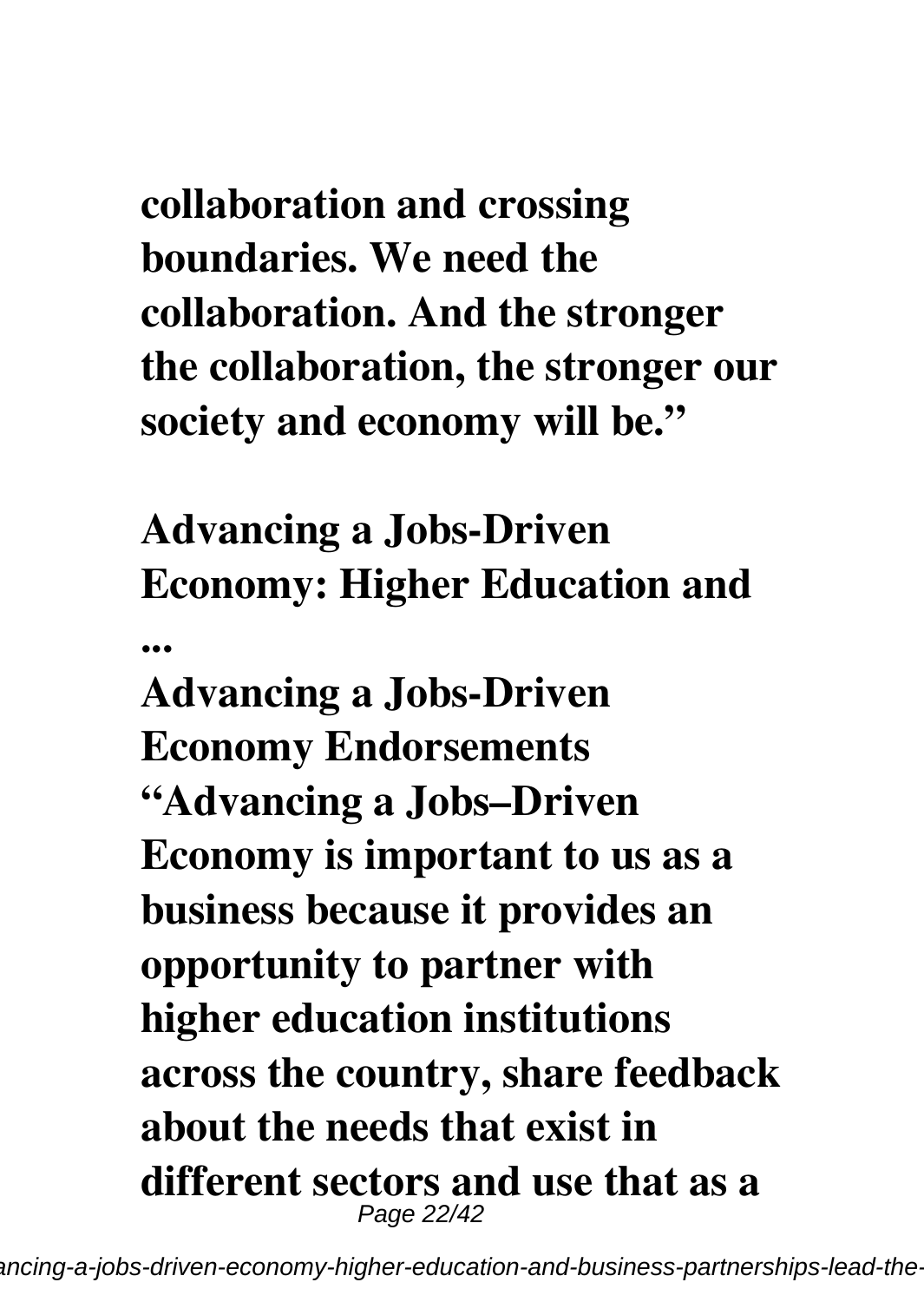**collaboration and crossing boundaries. We need the collaboration. And the stronger the collaboration, the stronger our society and economy will be."**

**Advancing a Jobs-Driven Economy: Higher Education and ...**

**Advancing a Jobs-Driven Economy Endorsements "Advancing a Jobs–Driven Economy is important to us as a business because it provides an opportunity to partner with higher education institutions across the country, share feedback about the needs that exist in different sectors and use that as a**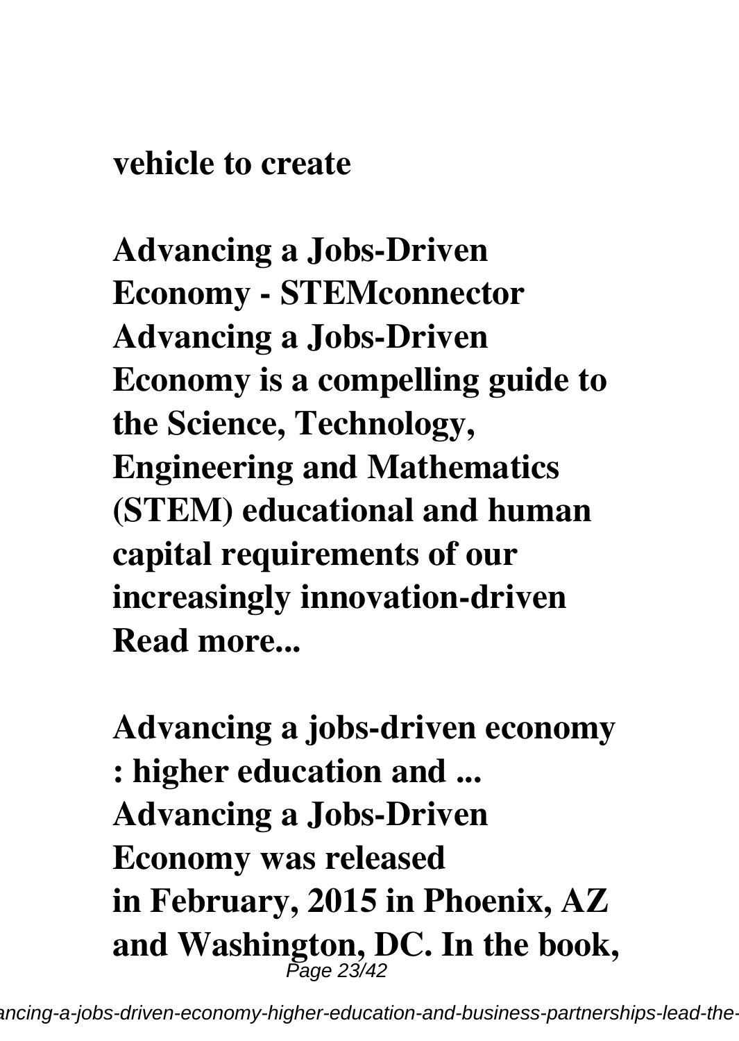**vehicle to create**

**Advancing a Jobs-Driven Economy - STEMconnector**
**Advancing a Jobs-Driven Economy is a compelling guide to the Science, Technology, Engineering and Mathematics (STEM) educational and human capital requirements of our increasingly innovation-driven**
**Read more...**

**Advancing a jobs-driven economy : higher education and ...**
**Advancing a Jobs-Driven Economy was released in February, 2015 in Phoenix, AZ and Washington, DC. In the book,**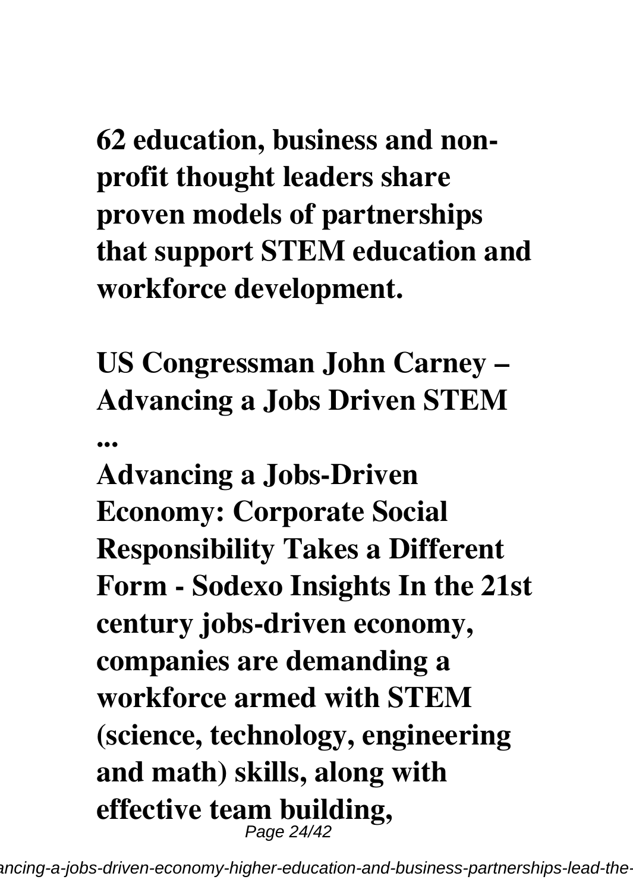**62 education, business and non-profit thought leaders share proven models of partnerships that support STEM education and workforce development.**

**US Congressman John Carney – Advancing a Jobs Driven STEM ...**

**Advancing a Jobs-Driven Economy: Corporate Social Responsibility Takes a Different Form - Sodexo Insights In the 21st century jobs-driven economy, companies are demanding a workforce armed with STEM (science, technology, engineering and math) skills, along with effective team building,**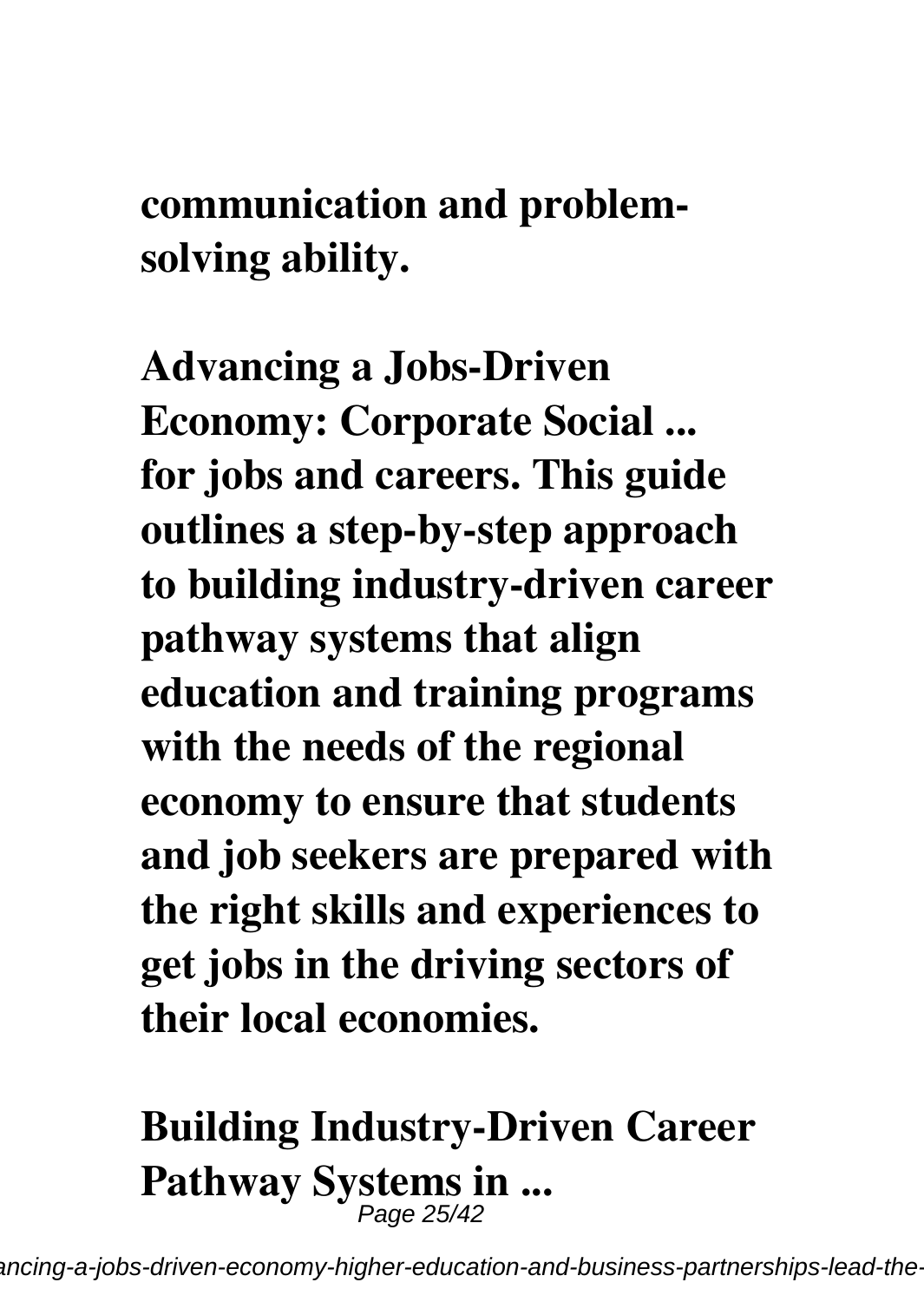**communication and problem-solving ability.**

**Advancing a Jobs-Driven Economy: Corporate Social ...**
**for jobs and careers. This guide outlines a step-by-step approach to building industry-driven career pathway systems that align education and training programs with the needs of the regional economy to ensure that students and job seekers are prepared with the right skills and experiences to get jobs in the driving sectors of their local economies.**

**Building Industry-Driven Career Pathway Systems in ...**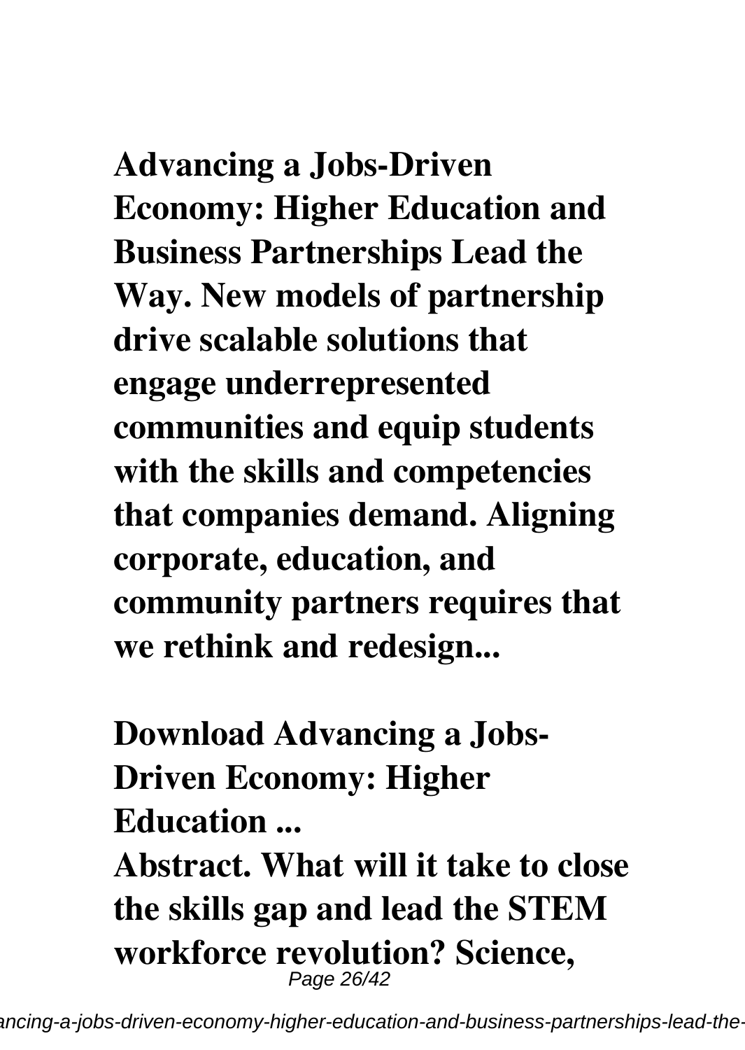**Advancing a Jobs-Driven Economy: Higher Education and Business Partnerships Lead the Way. New models of partnership drive scalable solutions that engage underrepresented communities and equip students with the skills and competencies that companies demand. Aligning corporate, education, and community partners requires that we rethink and redesign...**

**Download Advancing a Jobs-Driven Economy: Higher Education ...**

**Abstract. What will it take to close the skills gap and lead the STEM workforce revolution? Science,**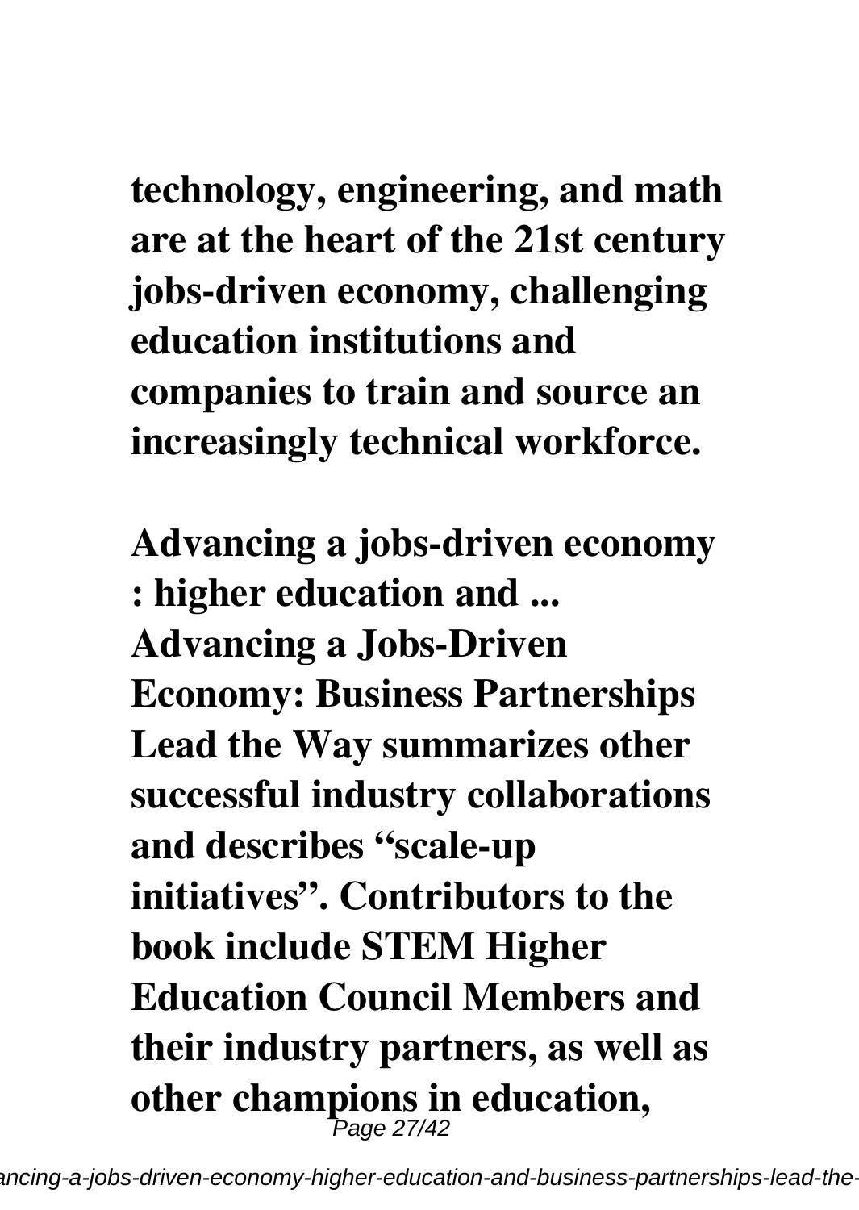**technology, engineering, and math are at the heart of the 21st century jobs-driven economy, challenging education institutions and companies to train and source an increasingly technical workforce.**

**Advancing a jobs-driven economy : higher education and ...**
**Advancing a Jobs-Driven Economy: Business Partnerships Lead the Way summarizes other successful industry collaborations and describes "scale-up initiatives". Contributors to the book include STEM Higher Education Council Members and their industry partners, as well as other champions in education,**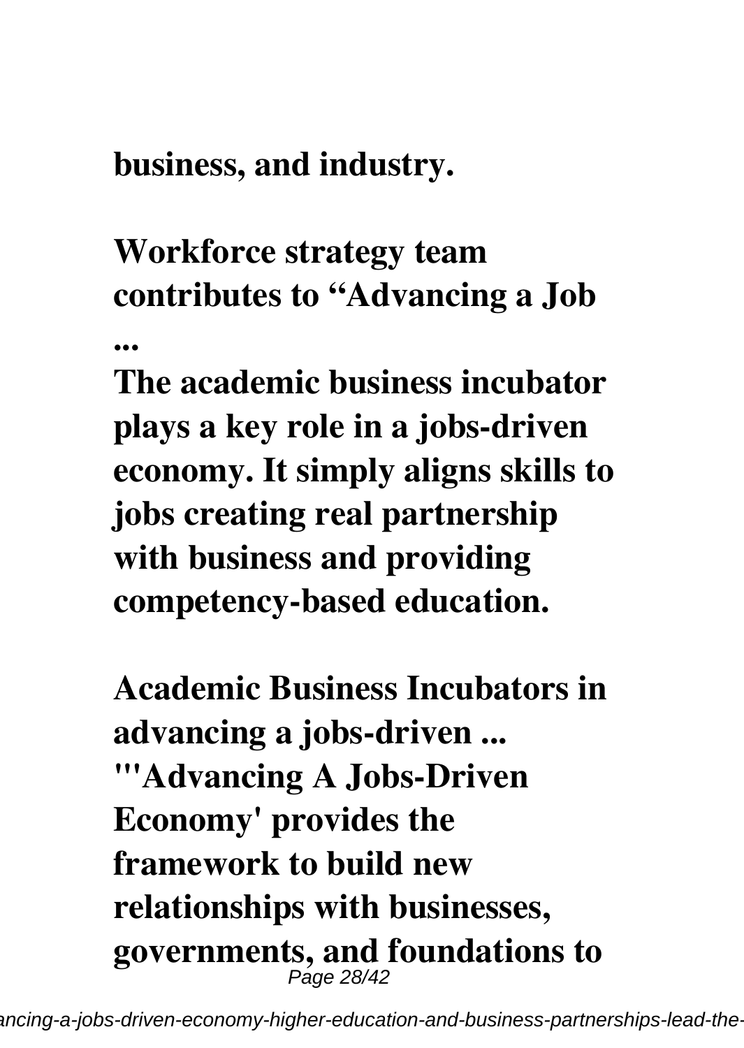**business, and industry.**

**Workforce strategy team contributes to "Advancing a Job ...**

**The academic business incubator plays a key role in a jobs-driven economy. It simply aligns skills to jobs creating real partnership with business and providing competency-based education.**

**Academic Business Incubators in advancing a jobs-driven ...**

**"'Advancing A Jobs-Driven Economy' provides the framework to build new relationships with businesses, governments, and foundations to**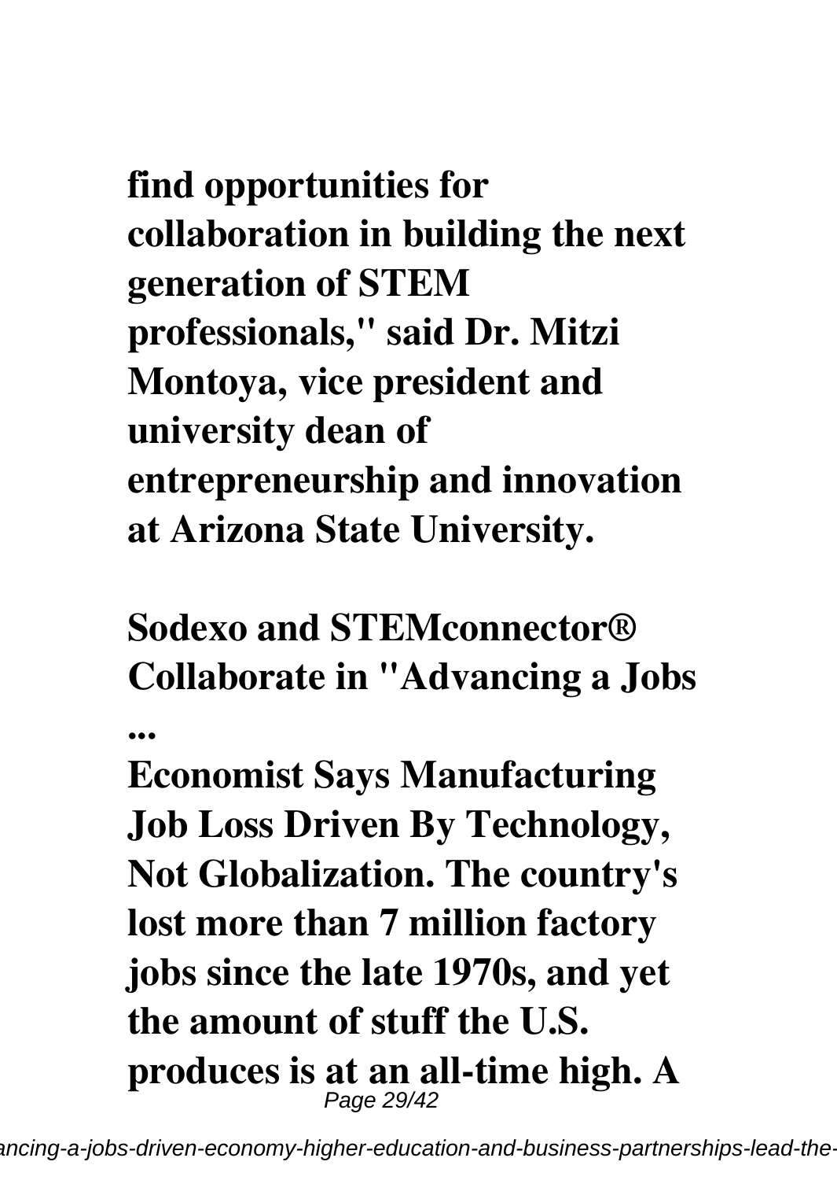**find opportunities for collaboration in building the next generation of STEM professionals," said Dr. Mitzi Montoya, vice president and university dean of entrepreneurship and innovation at Arizona State University.**

**Sodexo and STEMconnector® Collaborate in "Advancing a Jobs ...**

**Economist Says Manufacturing Job Loss Driven By Technology, Not Globalization. The country's lost more than 7 million factory jobs since the late 1970s, and yet the amount of stuff the U.S. produces is at an all-time high. A**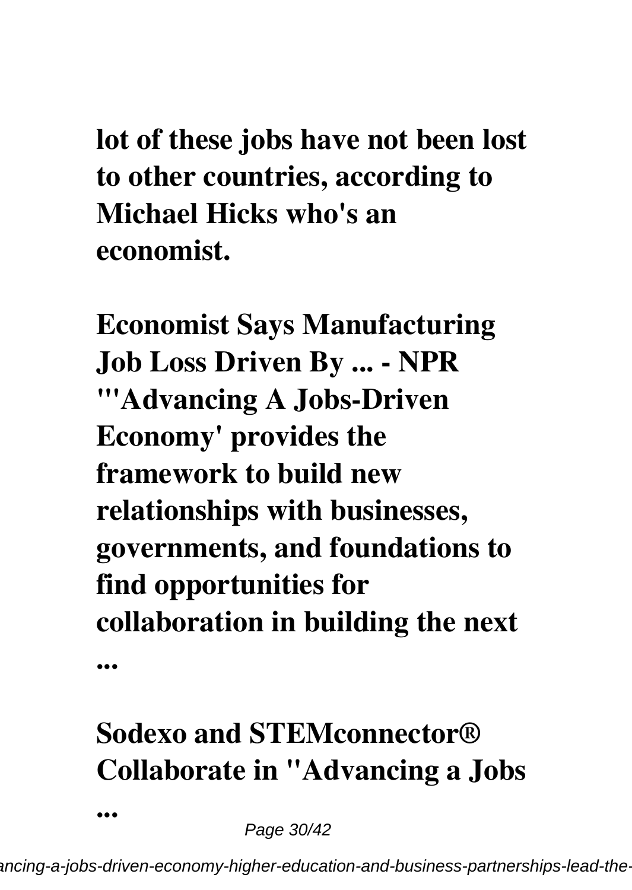**lot of these jobs have not been lost to other countries, according to Michael Hicks who's an economist.**

**Economist Says Manufacturing Job Loss Driven By ... - NPR**

**"'Advancing A Jobs-Driven Economy' provides the framework to build new relationships with businesses, governments, and foundations to find opportunities for collaboration in building the next ...**

**Sodexo and STEMconnector® Collaborate in "Advancing a Jobs ...**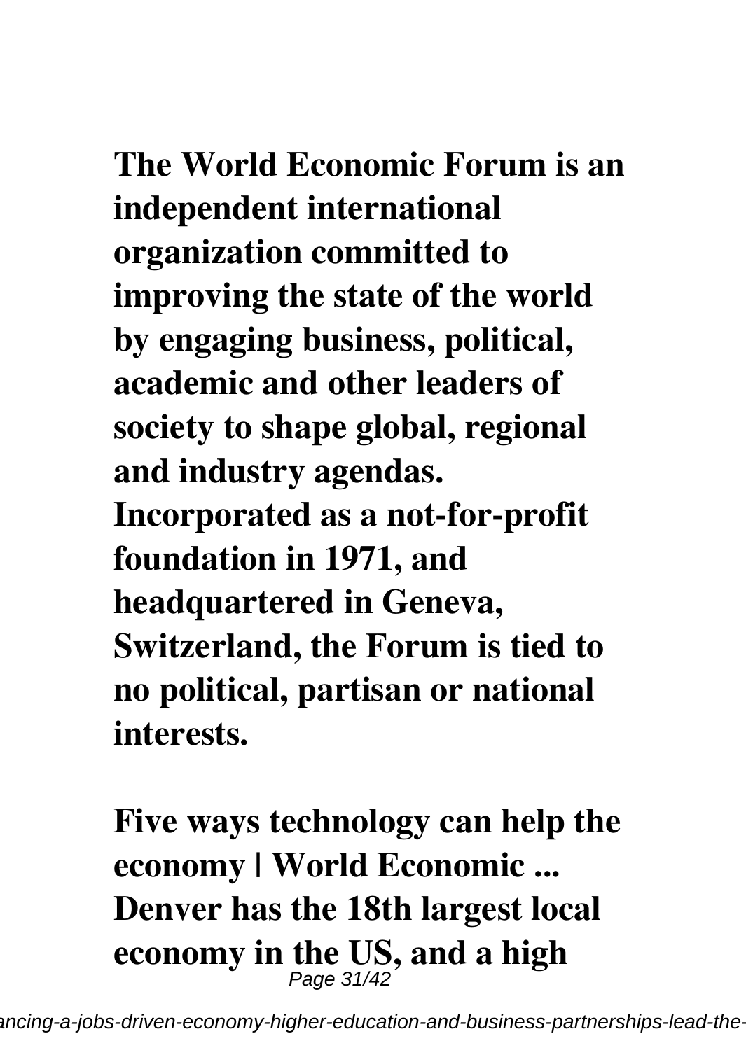**The World Economic Forum is an independent international organization committed to improving the state of the world by engaging business, political, academic and other leaders of society to shape global, regional and industry agendas. Incorporated as a not-for-profit foundation in 1971, and headquartered in Geneva, Switzerland, the Forum is tied to no political, partisan or national interests.**

**Five ways technology can help the economy | World Economic ...**
**Denver has the 18th largest local economy in the US, and a high**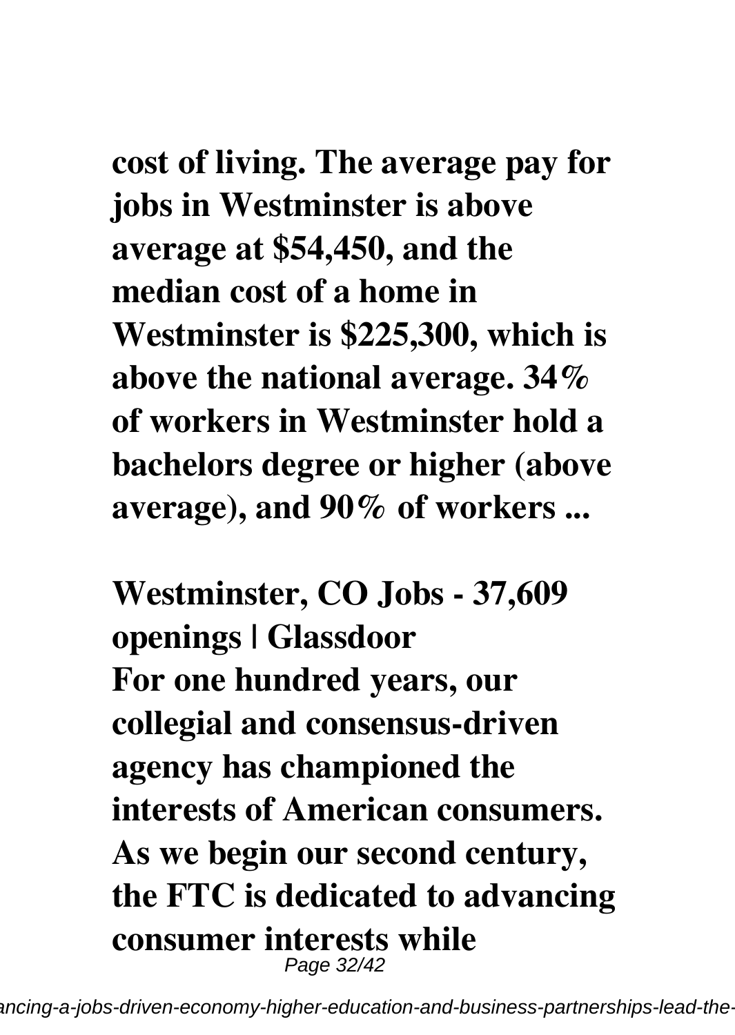**cost of living. The average pay for jobs in Westminster is above average at $54,450, and the median cost of a home in Westminster is $225,300, which is above the national average. 34% of workers in Westminster hold a bachelors degree or higher (above average), and 90% of workers ...**

**Westminster, CO Jobs - 37,609 openings | Glassdoor**

**For one hundred years, our collegial and consensus-driven agency has championed the interests of American consumers. As we begin our second century, the FTC is dedicated to advancing consumer interests while**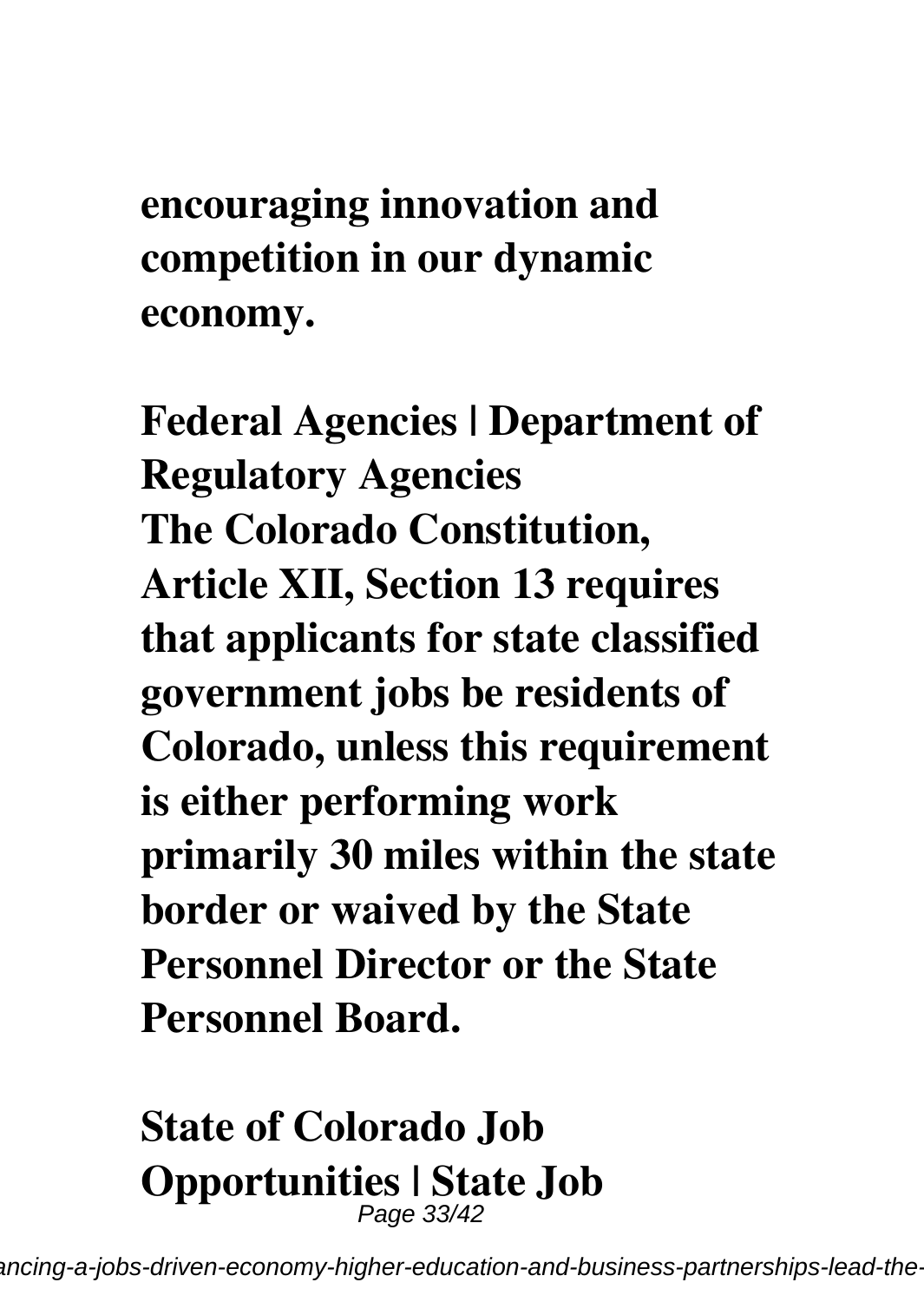**encouraging innovation and competition in our dynamic economy.**

**Federal Agencies | Department of Regulatory Agencies**
**The Colorado Constitution, Article XII, Section 13 requires that applicants for state classified government jobs be residents of Colorado, unless this requirement is either performing work primarily 30 miles within the state border or waived by the State Personnel Director or the State Personnel Board.**

**State of Colorado Job Opportunities | State Job**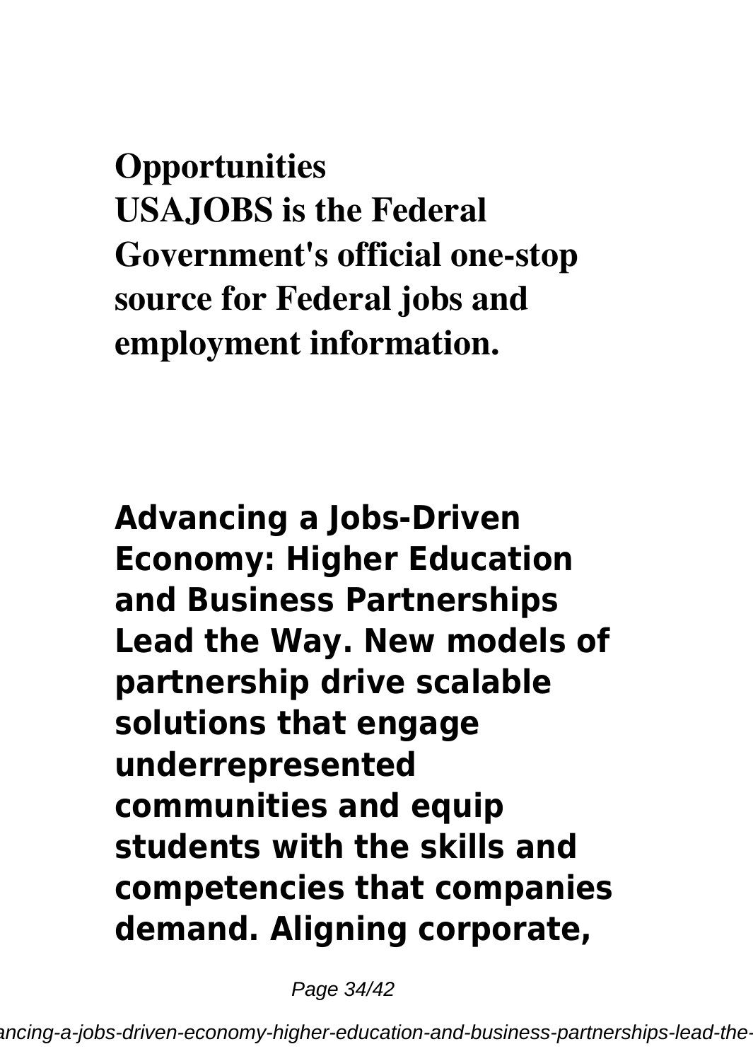**Opportunities**
**USAJOBS is the Federal Government's official one-stop source for Federal jobs and employment information.**

**Advancing a Jobs-Driven Economy: Higher Education and Business Partnerships Lead the Way. New models of partnership drive scalable solutions that engage underrepresented communities and equip students with the skills and competencies that companies demand. Aligning corporate,**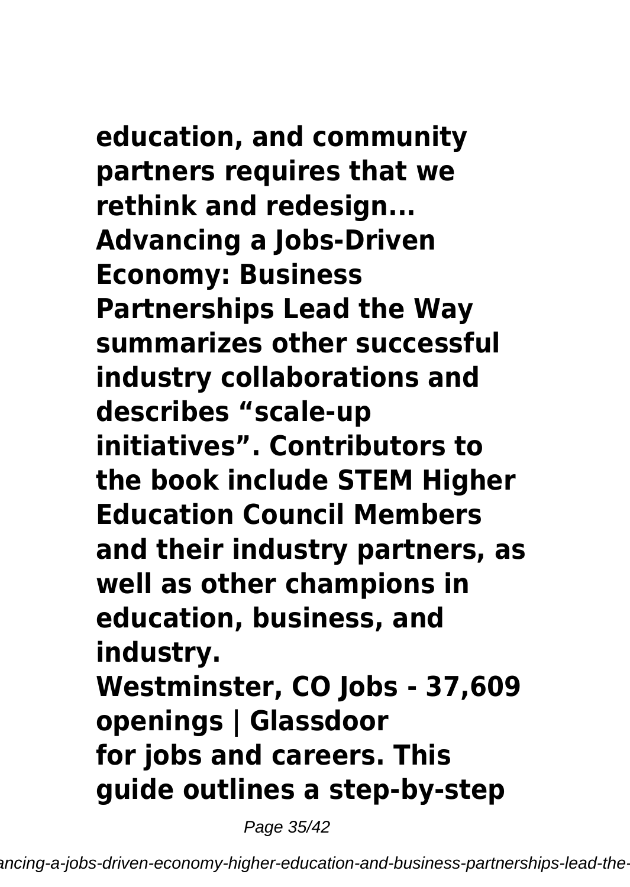**education, and community partners requires that we rethink and redesign...**
**Advancing a Jobs-Driven Economy: Business Partnerships Lead the Way summarizes other successful industry collaborations and describes “scale-up initiatives”. Contributors to the book include STEM Higher Education Council Members and their industry partners, as well as other champions in education, business, and industry.**
**Westminster, CO Jobs - 37,609 openings | Glassdoor**
**for jobs and careers. This guide outlines a step-by-step**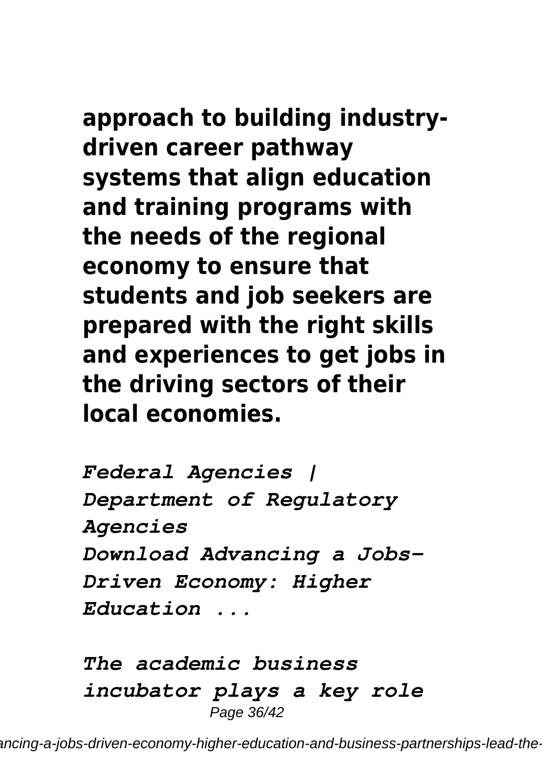**approach to building industry-driven career pathway systems that align education and training programs with the needs of the regional economy to ensure that students and job seekers are prepared with the right skills and experiences to get jobs in the driving sectors of their local economies.**

*Federal Agencies | Department of Regulatory Agencies*
*Download Advancing a Jobs-Driven Economy: Higher Education ...*

*The academic business incubator plays a key role*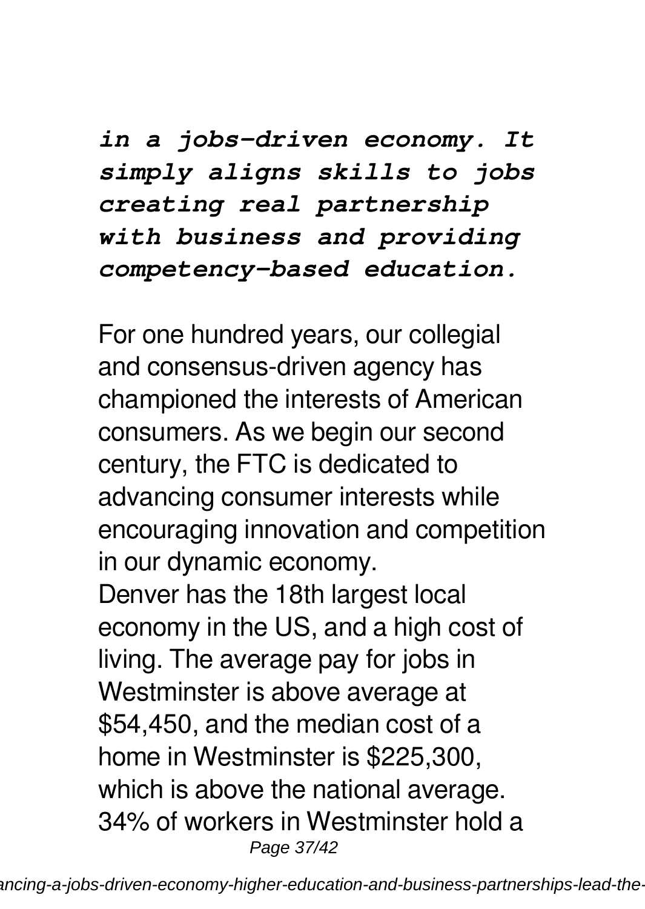***in a jobs-driven economy. It simply aligns skills to jobs creating real partnership with business and providing competency-based education.***

For one hundred years, our collegial and consensus-driven agency has championed the interests of American consumers. As we begin our second century, the FTC is dedicated to advancing consumer interests while encouraging innovation and competition in our dynamic economy.

Denver has the 18th largest local economy in the US, and a high cost of living. The average pay for jobs in Westminster is above average at $54,450, and the median cost of a home in Westminster is $225,300, which is above the national average. 34% of workers in Westminster hold a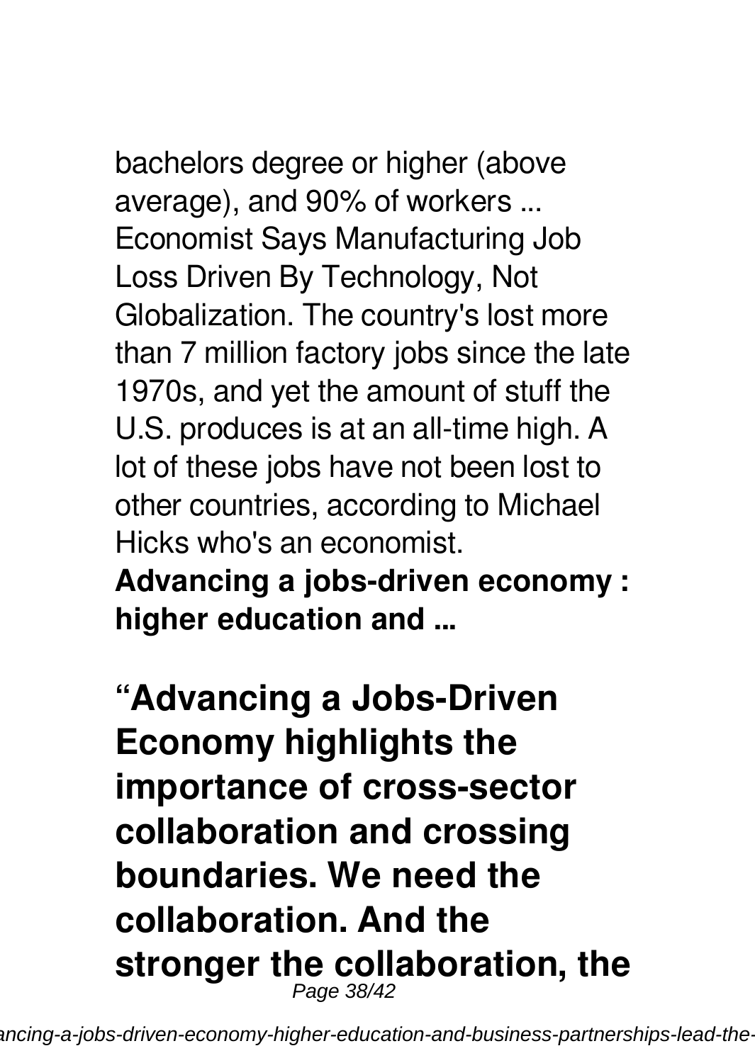bachelors degree or higher (above average), and 90% of workers ... Economist Says Manufacturing Job Loss Driven By Technology, Not Globalization. The country's lost more than 7 million factory jobs since the late 1970s, and yet the amount of stuff the U.S. produces is at an all-time high. A lot of these jobs have not been lost to other countries, according to Michael Hicks who's an economist.

**Advancing a jobs-driven economy : higher education and ...**

## "Advancing a Jobs-Driven Economy highlights the importance of cross-sector collaboration and crossing boundaries. We need the collaboration. And the stronger the collaboration, the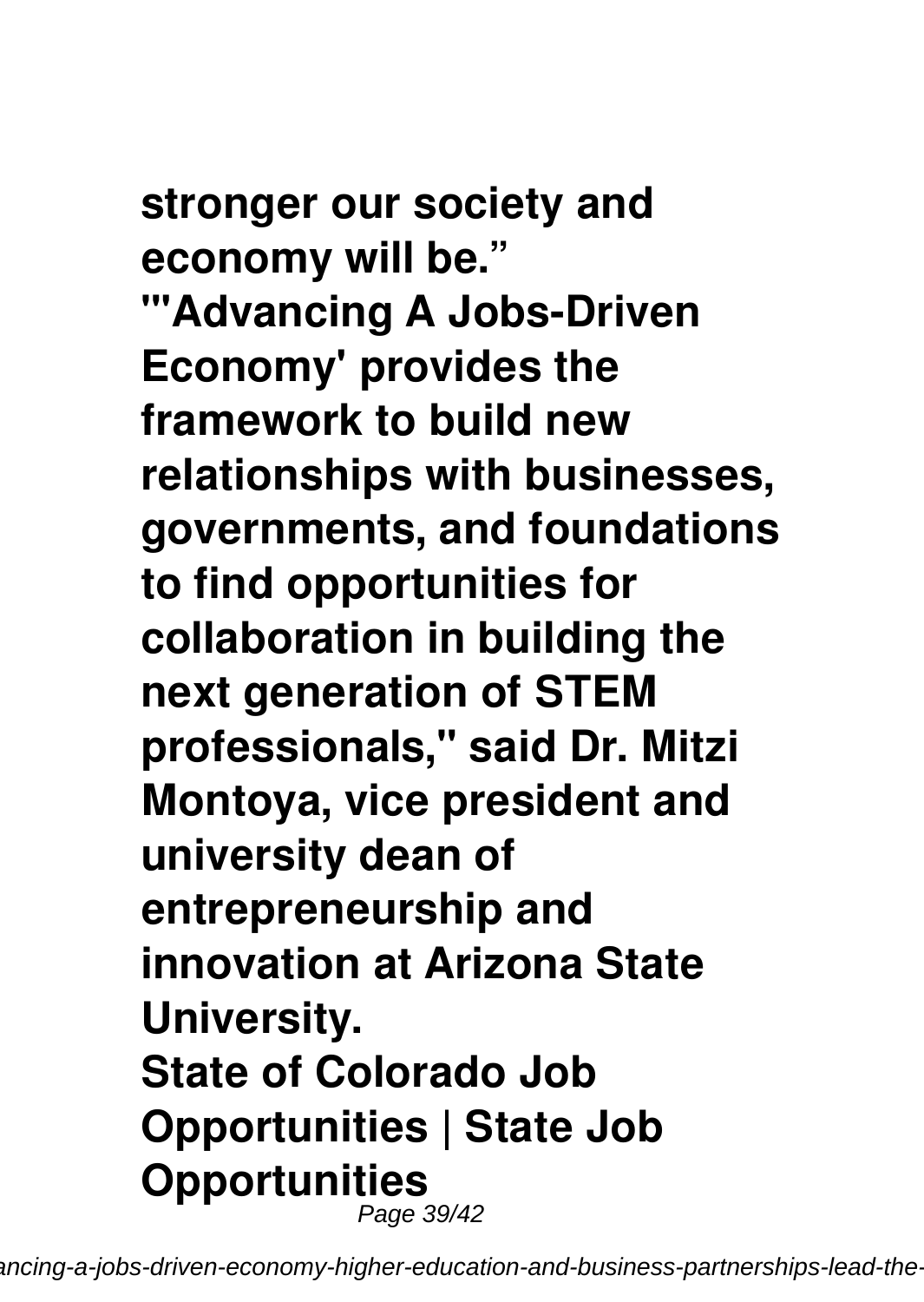**stronger our society and economy will be."**
**"'Advancing A Jobs-Driven Economy' provides the framework to build new relationships with businesses, governments, and foundations to find opportunities for collaboration in building the next generation of STEM professionals," said Dr. Mitzi Montoya, vice president and university dean of entrepreneurship and innovation at Arizona State University.**
**State of Colorado Job Opportunities | State Job Opportunities**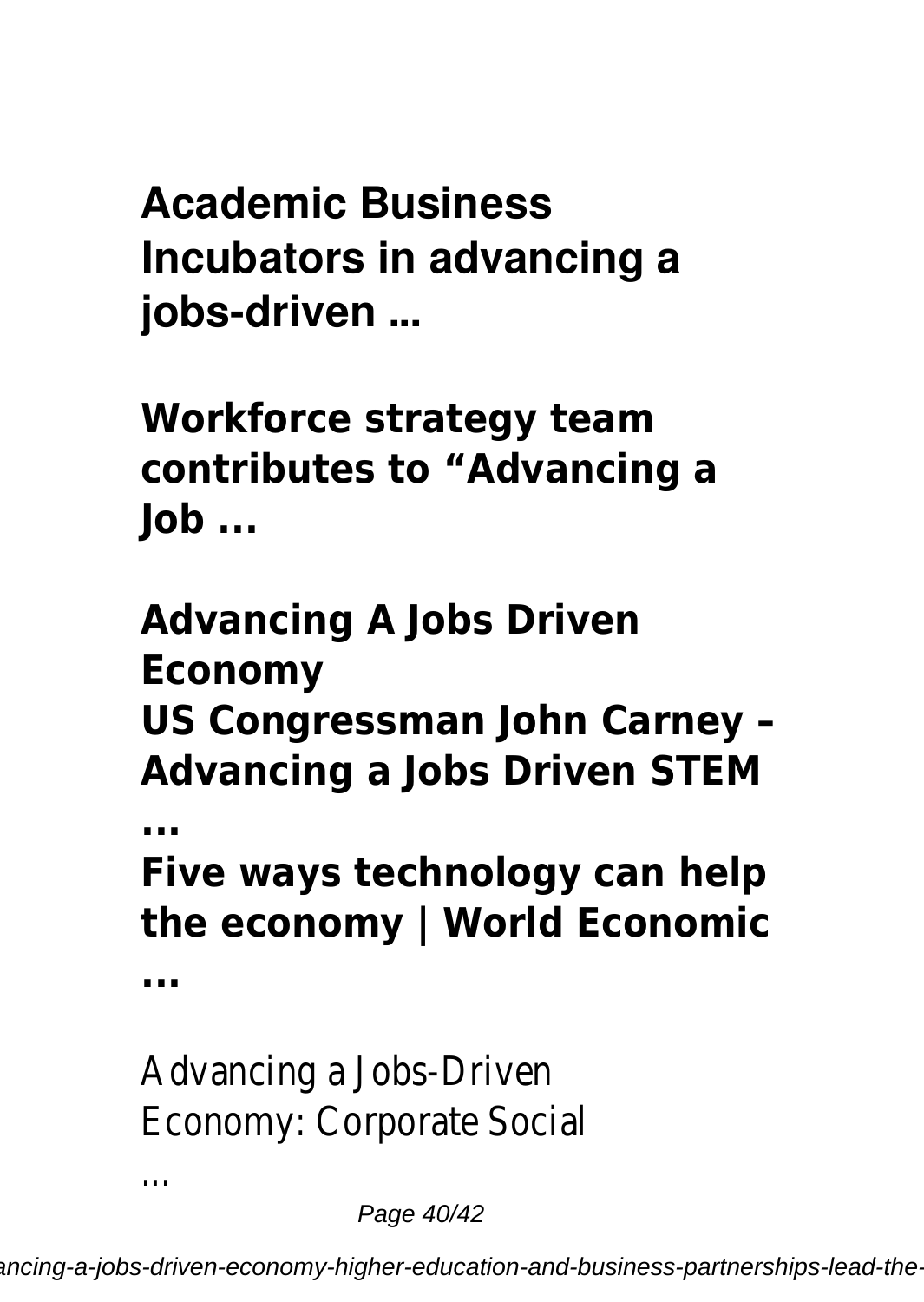**Academic Business Incubators in advancing a jobs-driven ...**

**Workforce strategy team contributes to “Advancing a Job ...**

**Advancing A Jobs Driven Economy**

**US Congressman John Carney – Advancing a Jobs Driven STEM ...**

**Five ways technology can help the economy | World Economic ...**

Advancing a Jobs-Driven Economy: Corporate Social ...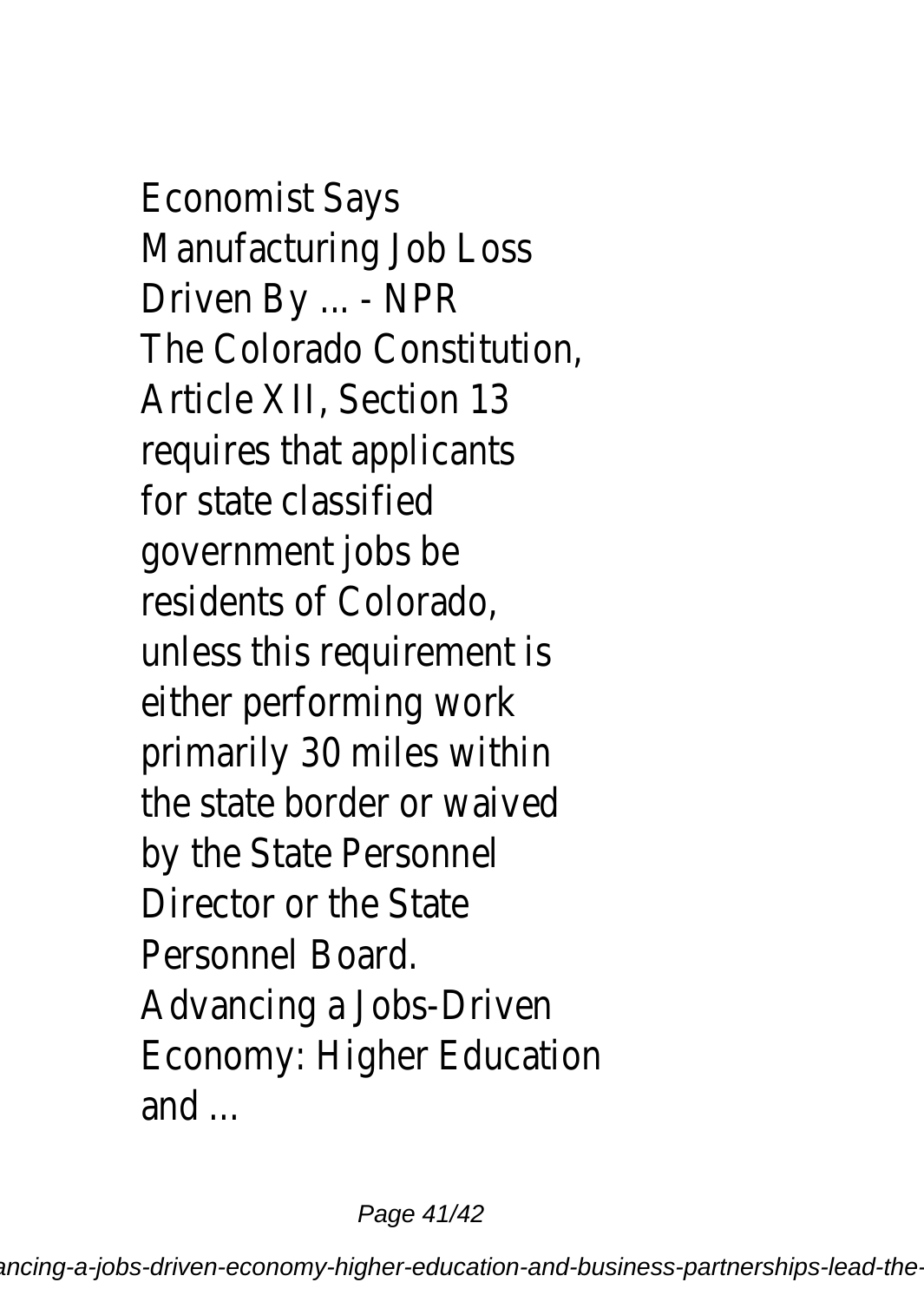Economist Says Manufacturing Job Loss Driven By ... - NPR

The Colorado Constitution, Article XII, Section 13 requires that applicants for state classified government jobs be residents of Colorado, unless this requirement is either performing work primarily 30 miles within the state border or waived by the State Personnel Director or the State Personnel Board.

Advancing a Jobs-Driven Economy: Higher Education and ...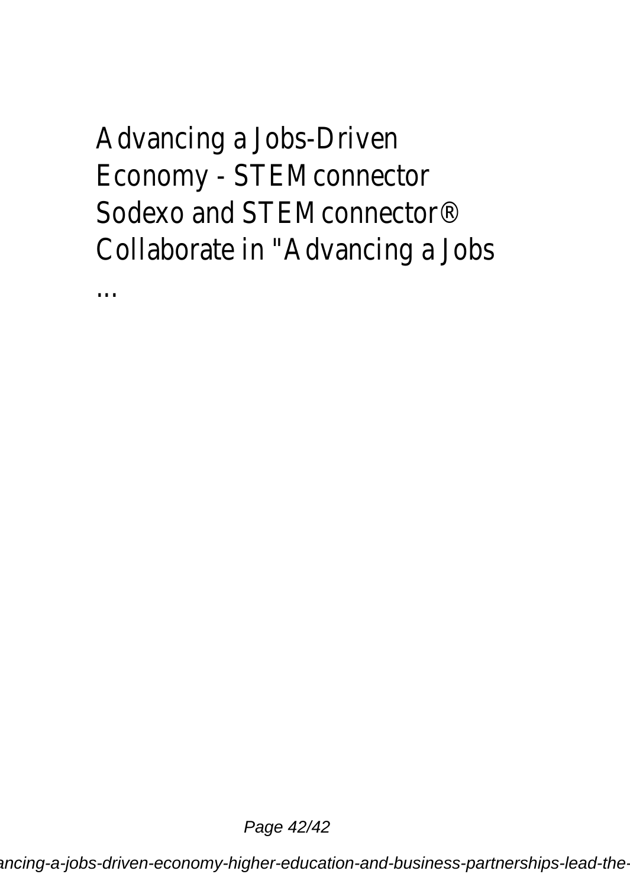Advancing a Jobs-Driven Economy - STEMconnector
Sodexo and STEMconnector® Collaborate in "Advancing a Jobs ...